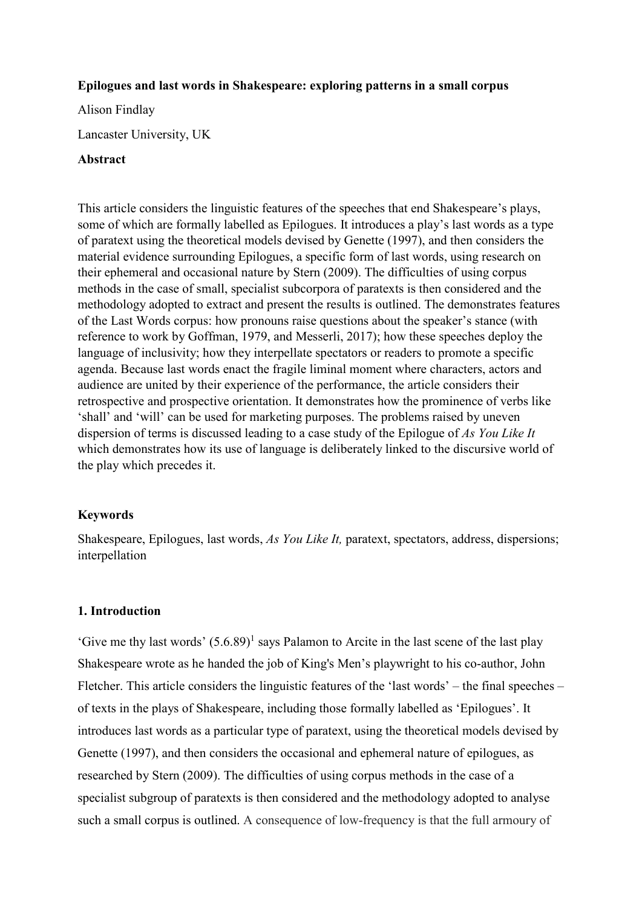**Epilogues and last words in Shakespeare: exploring patterns in a small corpus**

Alison Findlay

Lancaster University, UK

**Abstract**

This article considers the linguistic features of the speeches that end Shakespeare's plays, some of which are formally labelled as Epilogues. It introduces a play's last words as a type of paratext using the theoretical models devised by Genette (1997), and then considers the material evidence surrounding Epilogues, a specific form of last words, using research on their ephemeral and occasional nature by Stern (2009). The difficulties of using corpus methods in the case of small, specialist subcorpora of paratexts is then considered and the methodology adopted to extract and present the results is outlined. The demonstrates features of the Last Words corpus: how pronouns raise questions about the speaker's stance (with reference to work by Goffman, 1979, and Messerli, 2017); how these speeches deploy the language of inclusivity; how they interpellate spectators or readers to promote a specific agenda. Because last words enact the fragile liminal moment where characters, actors and audience are united by their experience of the performance, the article considers their retrospective and prospective orientation. It demonstrates how the prominence of verbs like 'shall' and 'will' can be used for marketing purposes. The problems raised by uneven dispersion of terms is discussed leading to a case study of the Epilogue of *As You Like It* which demonstrates how its use of language is deliberately linked to the discursive world of the play which precedes it.

**Keywords**

Shakespeare, Epilogues, last words, *As You Like It,* paratext, spectators, address, dispersions; interpellation

**1. Introduction**

'Give me thy last words' (5.6.89)[1] says Palamon to Arcite in the last scene of the last play Shakespeare wrote as he handed the job of King's Men's playwright to his co-author, John Fletcher. This article considers the linguistic features of the 'last words' – the final speeches – of texts in the plays of Shakespeare, including those formally labelled as 'Epilogues'. It introduces last words as a particular type of paratext, using the theoretical models devised by Genette (1997), and then considers the occasional and ephemeral nature of epilogues, as researched by Stern (2009). The difficulties of using corpus methods in the case of a specialist subgroup of paratexts is then considered and the methodology adopted to analyse such a small corpus is outlined. A consequence of low-frequency is that the full armoury of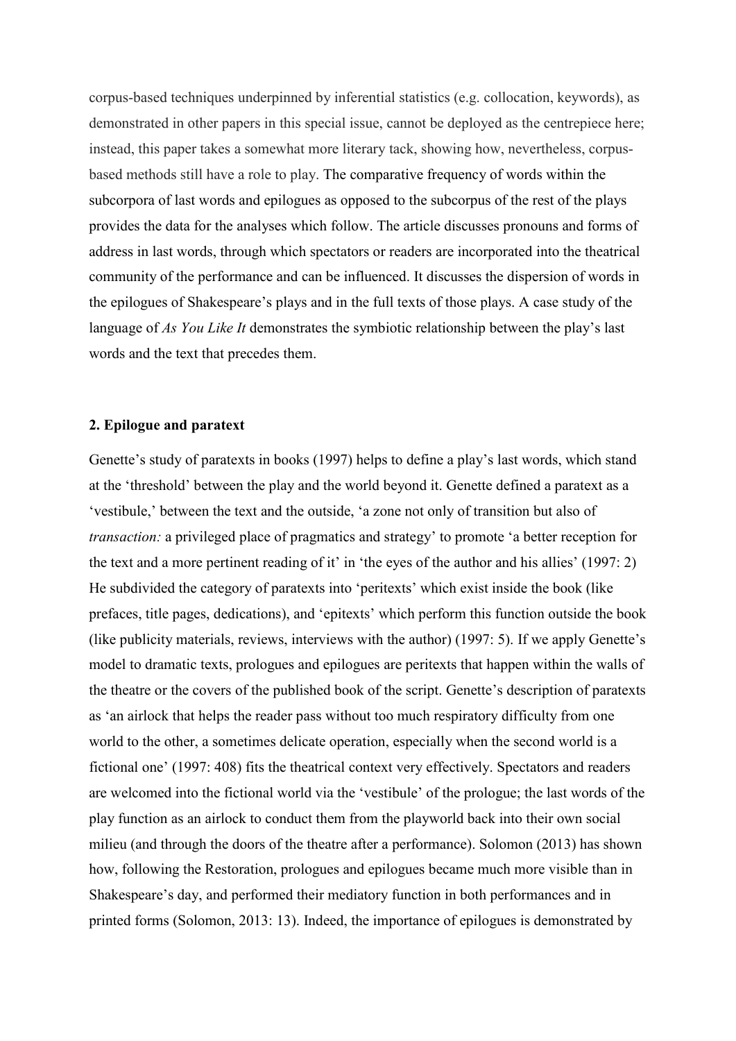corpus-based techniques underpinned by inferential statistics (e.g. collocation, keywords), as demonstrated in other papers in this special issue, cannot be deployed as the centrepiece here; instead, this paper takes a somewhat more literary tack, showing how, nevertheless, corpus-based methods still have a role to play. The comparative frequency of words within the subcorpora of last words and epilogues as opposed to the subcorpus of the rest of the plays provides the data for the analyses which follow. The article discusses pronouns and forms of address in last words, through which spectators or readers are incorporated into the theatrical community of the performance and can be influenced. It discusses the dispersion of words in the epilogues of Shakespeare's plays and in the full texts of those plays. A case study of the language of *As You Like It* demonstrates the symbiotic relationship between the play's last words and the text that precedes them.

## 2. Epilogue and paratext

Genette's study of paratexts in books (1997) helps to define a play's last words, which stand at the 'threshold' between the play and the world beyond it. Genette defined a paratext as a 'vestibule,' between the text and the outside, 'a zone not only of transition but also of *transaction:* a privileged place of pragmatics and strategy' to promote 'a better reception for the text and a more pertinent reading of it' in 'the eyes of the author and his allies' (1997: 2) He subdivided the category of paratexts into 'peritexts' which exist inside the book (like prefaces, title pages, dedications), and 'epitexts' which perform this function outside the book (like publicity materials, reviews, interviews with the author) (1997: 5). If we apply Genette's model to dramatic texts, prologues and epilogues are peritexts that happen within the walls of the theatre or the covers of the published book of the script. Genette's description of paratexts as 'an airlock that helps the reader pass without too much respiratory difficulty from one world to the other, a sometimes delicate operation, especially when the second world is a fictional one' (1997: 408) fits the theatrical context very effectively. Spectators and readers are welcomed into the fictional world via the 'vestibule' of the prologue; the last words of the play function as an airlock to conduct them from the playworld back into their own social milieu (and through the doors of the theatre after a performance). Solomon (2013) has shown how, following the Restoration, prologues and epilogues became much more visible than in Shakespeare's day, and performed their mediatory function in both performances and in printed forms (Solomon, 2013: 13). Indeed, the importance of epilogues is demonstrated by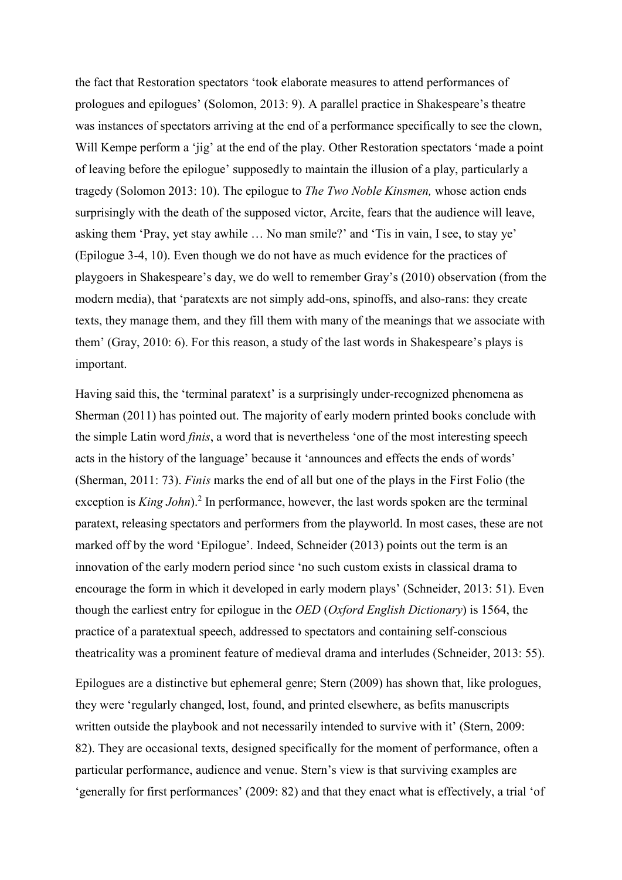the fact that Restoration spectators 'took elaborate measures to attend performances of prologues and epilogues' (Solomon, 2013: 9). A parallel practice in Shakespeare's theatre was instances of spectators arriving at the end of a performance specifically to see the clown, Will Kempe perform a 'jig' at the end of the play. Other Restoration spectators 'made a point of leaving before the epilogue' supposedly to maintain the illusion of a play, particularly a tragedy (Solomon 2013: 10). The epilogue to *The Two Noble Kinsmen,* whose action ends surprisingly with the death of the supposed victor, Arcite, fears that the audience will leave, asking them 'Pray, yet stay awhile … No man smile?' and 'Tis in vain, I see, to stay ye' (Epilogue 3-4, 10). Even though we do not have as much evidence for the practices of playgoers in Shakespeare's day, we do well to remember Gray's (2010) observation (from the modern media), that 'paratexts are not simply add-ons, spinoffs, and also-rans: they create texts, they manage them, and they fill them with many of the meanings that we associate with them' (Gray, 2010: 6). For this reason, a study of the last words in Shakespeare's plays is important.

Having said this, the 'terminal paratext' is a surprisingly under-recognized phenomena as Sherman (2011) has pointed out. The majority of early modern printed books conclude with the simple Latin word *finis*, a word that is nevertheless 'one of the most interesting speech acts in the history of the language' because it 'announces and effects the ends of words' (Sherman, 2011: 73). *Finis* marks the end of all but one of the plays in the First Folio (the exception is *King John*).[2] In performance, however, the last words spoken are the terminal paratext, releasing spectators and performers from the playworld. In most cases, these are not marked off by the word 'Epilogue'. Indeed, Schneider (2013) points out the term is an innovation of the early modern period since 'no such custom exists in classical drama to encourage the form in which it developed in early modern plays' (Schneider, 2013: 51). Even though the earliest entry for epilogue in the *OED* (*Oxford English Dictionary*) is 1564, the practice of a paratextual speech, addressed to spectators and containing self-conscious theatricality was a prominent feature of medieval drama and interludes (Schneider, 2013: 55).

Epilogues are a distinctive but ephemeral genre; Stern (2009) has shown that, like prologues, they were 'regularly changed, lost, found, and printed elsewhere, as befits manuscripts written outside the playbook and not necessarily intended to survive with it' (Stern, 2009: 82). They are occasional texts, designed specifically for the moment of performance, often a particular performance, audience and venue. Stern's view is that surviving examples are 'generally for first performances' (2009: 82) and that they enact what is effectively, a trial 'of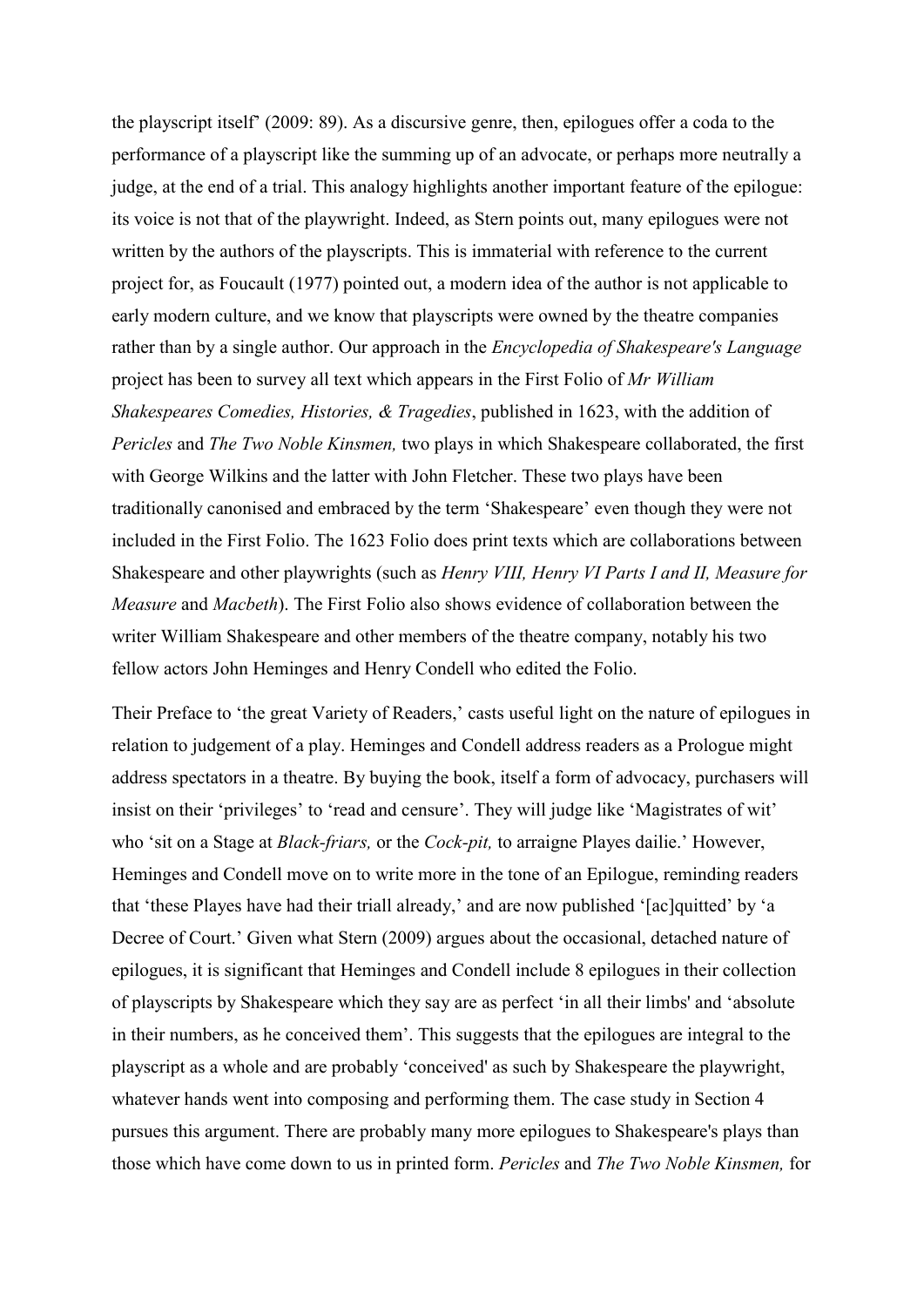the playscript itself' (2009: 89). As a discursive genre, then, epilogues offer a coda to the performance of a playscript like the summing up of an advocate, or perhaps more neutrally a judge, at the end of a trial. This analogy highlights another important feature of the epilogue: its voice is not that of the playwright. Indeed, as Stern points out, many epilogues were not written by the authors of the playscripts. This is immaterial with reference to the current project for, as Foucault (1977) pointed out, a modern idea of the author is not applicable to early modern culture, and we know that playscripts were owned by the theatre companies rather than by a single author. Our approach in the *Encyclopedia of Shakespeare's Language* project has been to survey all text which appears in the First Folio of *Mr William Shakespeares Comedies, Histories, & Tragedies*, published in 1623, with the addition of *Pericles* and *The Two Noble Kinsmen,* two plays in which Shakespeare collaborated, the first with George Wilkins and the latter with John Fletcher. These two plays have been traditionally canonised and embraced by the term 'Shakespeare' even though they were not included in the First Folio. The 1623 Folio does print texts which are collaborations between Shakespeare and other playwrights (such as *Henry VIII, Henry VI Parts I and II, Measure for Measure* and *Macbeth*). The First Folio also shows evidence of collaboration between the writer William Shakespeare and other members of the theatre company, notably his two fellow actors John Heminges and Henry Condell who edited the Folio.

Their Preface to 'the great Variety of Readers,' casts useful light on the nature of epilogues in relation to judgement of a play. Heminges and Condell address readers as a Prologue might address spectators in a theatre. By buying the book, itself a form of advocacy, purchasers will insist on their 'privileges' to 'read and censure'. They will judge like 'Magistrates of wit' who 'sit on a Stage at *Black-friars,* or the *Cock-pit,* to arraigne Playes dailie.' However, Heminges and Condell move on to write more in the tone of an Epilogue, reminding readers that 'these Playes have had their triall already,' and are now published '[ac]quitted' by 'a Decree of Court.' Given what Stern (2009) argues about the occasional, detached nature of epilogues, it is significant that Heminges and Condell include 8 epilogues in their collection of playscripts by Shakespeare which they say are as perfect 'in all their limbs' and 'absolute in their numbers, as he conceived them'. This suggests that the epilogues are integral to the playscript as a whole and are probably 'conceived' as such by Shakespeare the playwright, whatever hands went into composing and performing them. The case study in Section 4 pursues this argument. There are probably many more epilogues to Shakespeare's plays than those which have come down to us in printed form. *Pericles* and *The Two Noble Kinsmen,* for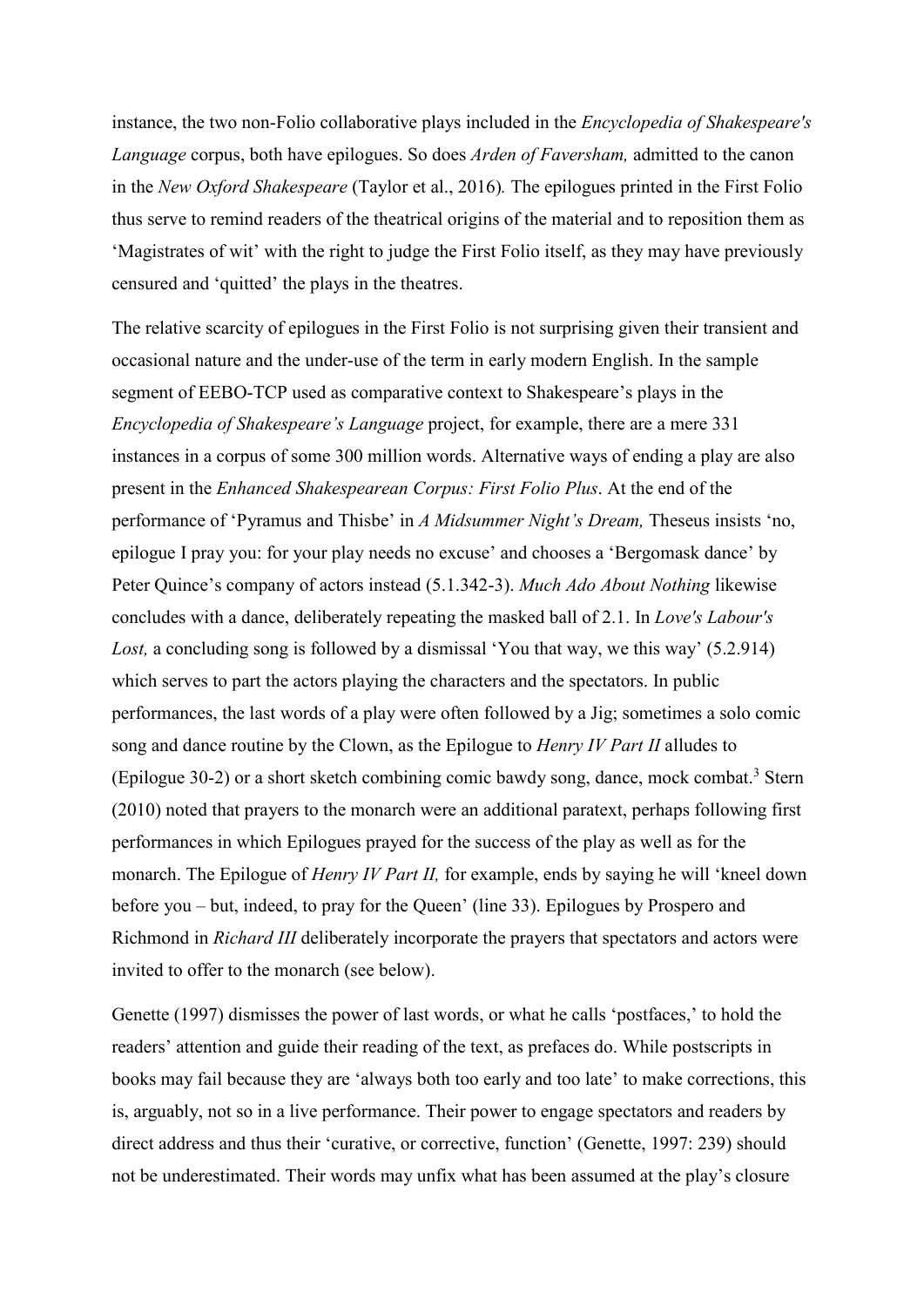instance, the two non-Folio collaborative plays included in the *Encyclopedia of Shakespeare's Language* corpus, both have epilogues. So does *Arden of Faversham,* admitted to the canon in the *New Oxford Shakespeare* (Taylor et al., 2016)*.* The epilogues printed in the First Folio thus serve to remind readers of the theatrical origins of the material and to reposition them as 'Magistrates of wit' with the right to judge the First Folio itself, as they may have previously censured and 'quitted' the plays in the theatres.

The relative scarcity of epilogues in the First Folio is not surprising given their transient and occasional nature and the under-use of the term in early modern English. In the sample segment of EEBO-TCP used as comparative context to Shakespeare's plays in the *Encyclopedia of Shakespeare's Language* project, for example, there are a mere 331 instances in a corpus of some 300 million words. Alternative ways of ending a play are also present in the *Enhanced Shakespearean Corpus: First Folio Plus*. At the end of the performance of 'Pyramus and Thisbe' in *A Midsummer Night's Dream,* Theseus insists 'no, epilogue I pray you: for your play needs no excuse' and chooses a 'Bergomask dance' by Peter Quince's company of actors instead (5.1.342-3). *Much Ado About Nothing* likewise concludes with a dance, deliberately repeating the masked ball of 2.1. In *Love's Labour's Lost,* a concluding song is followed by a dismissal 'You that way, we this way' (5.2.914) which serves to part the actors playing the characters and the spectators. In public performances, the last words of a play were often followed by a Jig; sometimes a solo comic song and dance routine by the Clown, as the Epilogue to *Henry IV Part II* alludes to (Epilogue 30-2) or a short sketch combining comic bawdy song, dance, mock combat.[3] Stern (2010) noted that prayers to the monarch were an additional paratext, perhaps following first performances in which Epilogues prayed for the success of the play as well as for the monarch. The Epilogue of *Henry IV Part II,* for example, ends by saying he will 'kneel down before you – but, indeed, to pray for the Queen' (line 33). Epilogues by Prospero and Richmond in *Richard III* deliberately incorporate the prayers that spectators and actors were invited to offer to the monarch (see below).

Genette (1997) dismisses the power of last words, or what he calls 'postfaces,' to hold the readers' attention and guide their reading of the text, as prefaces do. While postscripts in books may fail because they are 'always both too early and too late' to make corrections, this is, arguably, not so in a live performance. Their power to engage spectators and readers by direct address and thus their 'curative, or corrective, function' (Genette, 1997: 239) should not be underestimated. Their words may unfix what has been assumed at the play's closure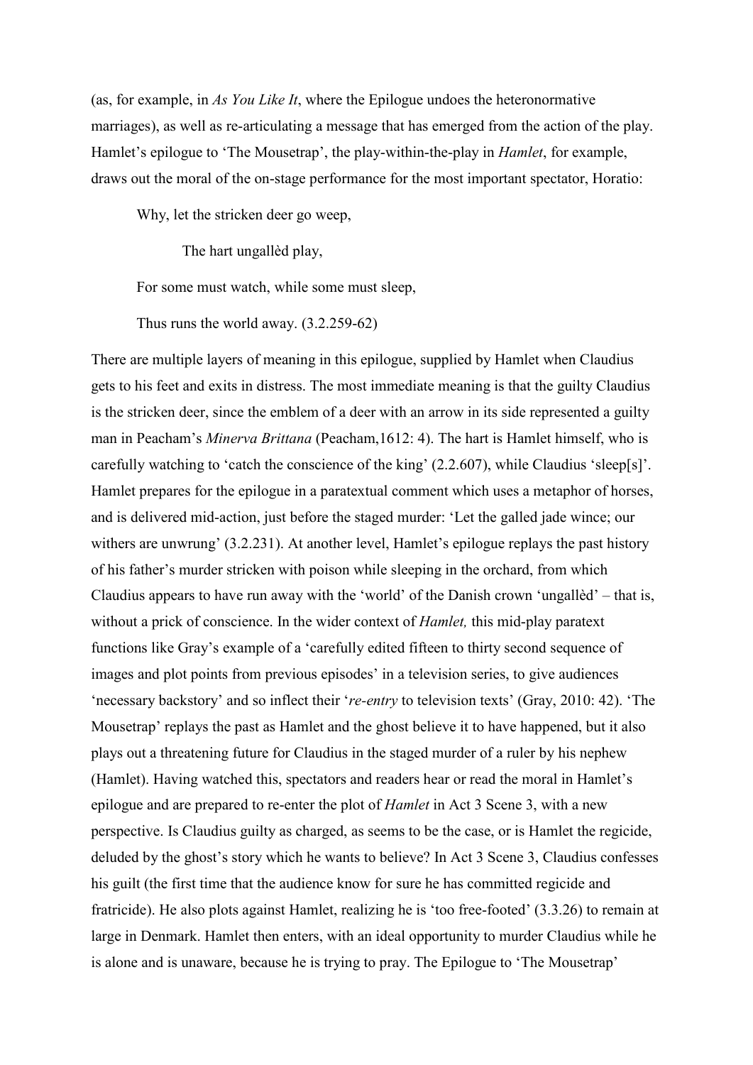(as, for example, in *As You Like It*, where the Epilogue undoes the heteronormative marriages), as well as re-articulating a message that has emerged from the action of the play. Hamlet's epilogue to 'The Mousetrap', the play-within-the-play in *Hamlet*, for example, draws out the moral of the on-stage performance for the most important spectator, Horatio:

> Why, let the stricken deer go weep,
>
> The hart ungallèd play,
>
> For some must watch, while some must sleep,
>
> Thus runs the world away. (3.2.259-62)

There are multiple layers of meaning in this epilogue, supplied by Hamlet when Claudius gets to his feet and exits in distress. The most immediate meaning is that the guilty Claudius is the stricken deer, since the emblem of a deer with an arrow in its side represented a guilty man in Peacham's *Minerva Brittana* (Peacham,1612: 4). The hart is Hamlet himself, who is carefully watching to 'catch the conscience of the king' (2.2.607), while Claudius 'sleep[s]'. Hamlet prepares for the epilogue in a paratextual comment which uses a metaphor of horses, and is delivered mid-action, just before the staged murder: 'Let the galled jade wince; our withers are unwrung' (3.2.231). At another level, Hamlet's epilogue replays the past history of his father's murder stricken with poison while sleeping in the orchard, from which Claudius appears to have run away with the 'world' of the Danish crown 'ungallèd' – that is, without a prick of conscience. In the wider context of *Hamlet,* this mid-play paratext functions like Gray's example of a 'carefully edited fifteen to thirty second sequence of images and plot points from previous episodes' in a television series, to give audiences 'necessary backstory' and so inflect their '*re-entry* to television texts' (Gray, 2010: 42). 'The Mousetrap' replays the past as Hamlet and the ghost believe it to have happened, but it also plays out a threatening future for Claudius in the staged murder of a ruler by his nephew (Hamlet). Having watched this, spectators and readers hear or read the moral in Hamlet's epilogue and are prepared to re-enter the plot of *Hamlet* in Act 3 Scene 3, with a new perspective. Is Claudius guilty as charged, as seems to be the case, or is Hamlet the regicide, deluded by the ghost's story which he wants to believe? In Act 3 Scene 3, Claudius confesses his guilt (the first time that the audience know for sure he has committed regicide and fratricide). He also plots against Hamlet, realizing he is 'too free-footed' (3.3.26) to remain at large in Denmark. Hamlet then enters, with an ideal opportunity to murder Claudius while he is alone and is unaware, because he is trying to pray. The Epilogue to 'The Mousetrap'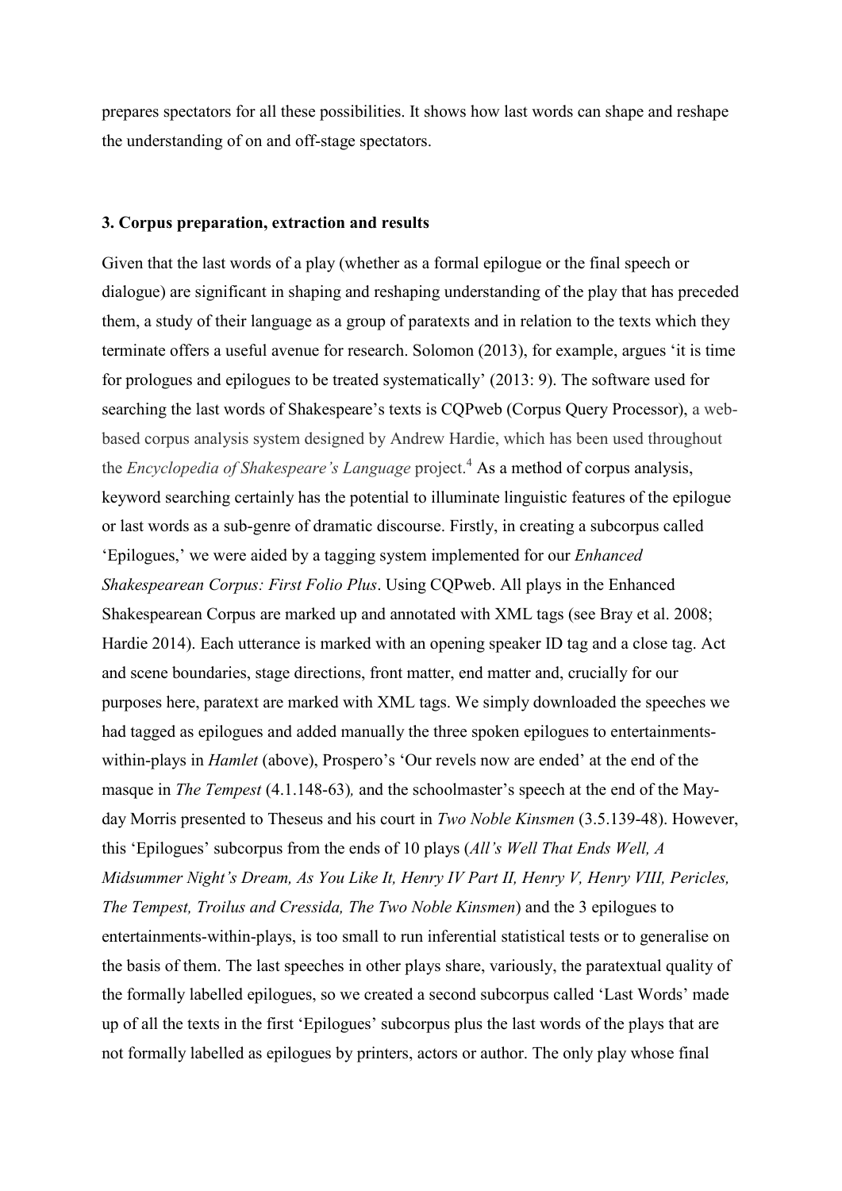prepares spectators for all these possibilities. It shows how last words can shape and reshape the understanding of on and off-stage spectators.

### 3. Corpus preparation, extraction and results

Given that the last words of a play (whether as a formal epilogue or the final speech or dialogue) are significant in shaping and reshaping understanding of the play that has preceded them, a study of their language as a group of paratexts and in relation to the texts which they terminate offers a useful avenue for research. Solomon (2013), for example, argues 'it is time for prologues and epilogues to be treated systematically' (2013: 9). The software used for searching the last words of Shakespeare's texts is CQPweb (Corpus Query Processor), a web-based corpus analysis system designed by Andrew Hardie, which has been used throughout the *Encyclopedia of Shakespeare's Language* project.[4] As a method of corpus analysis, keyword searching certainly has the potential to illuminate linguistic features of the epilogue or last words as a sub-genre of dramatic discourse. Firstly, in creating a subcorpus called 'Epilogues,' we were aided by a tagging system implemented for our *Enhanced Shakespearean Corpus: First Folio Plus*. Using CQPweb. All plays in the Enhanced Shakespearean Corpus are marked up and annotated with XML tags (see Bray et al. 2008; Hardie 2014). Each utterance is marked with an opening speaker ID tag and a close tag. Act and scene boundaries, stage directions, front matter, end matter and, crucially for our purposes here, paratext are marked with XML tags. We simply downloaded the speeches we had tagged as epilogues and added manually the three spoken epilogues to entertainments-within-plays in *Hamlet* (above), Prospero's 'Our revels now are ended' at the end of the masque in *The Tempest* (4.1.148-63)*,* and the schoolmaster's speech at the end of the May-day Morris presented to Theseus and his court in *Two Noble Kinsmen* (3.5.139-48). However, this 'Epilogues' subcorpus from the ends of 10 plays (*All's Well That Ends Well, A Midsummer Night's Dream, As You Like It, Henry IV Part II, Henry V, Henry VIII, Pericles, The Tempest, Troilus and Cressida, The Two Noble Kinsmen*) and the 3 epilogues to entertainments-within-plays, is too small to run inferential statistical tests or to generalise on the basis of them. The last speeches in other plays share, variously, the paratextual quality of the formally labelled epilogues, so we created a second subcorpus called 'Last Words' made up of all the texts in the first 'Epilogues' subcorpus plus the last words of the plays that are not formally labelled as epilogues by printers, actors or author. The only play whose final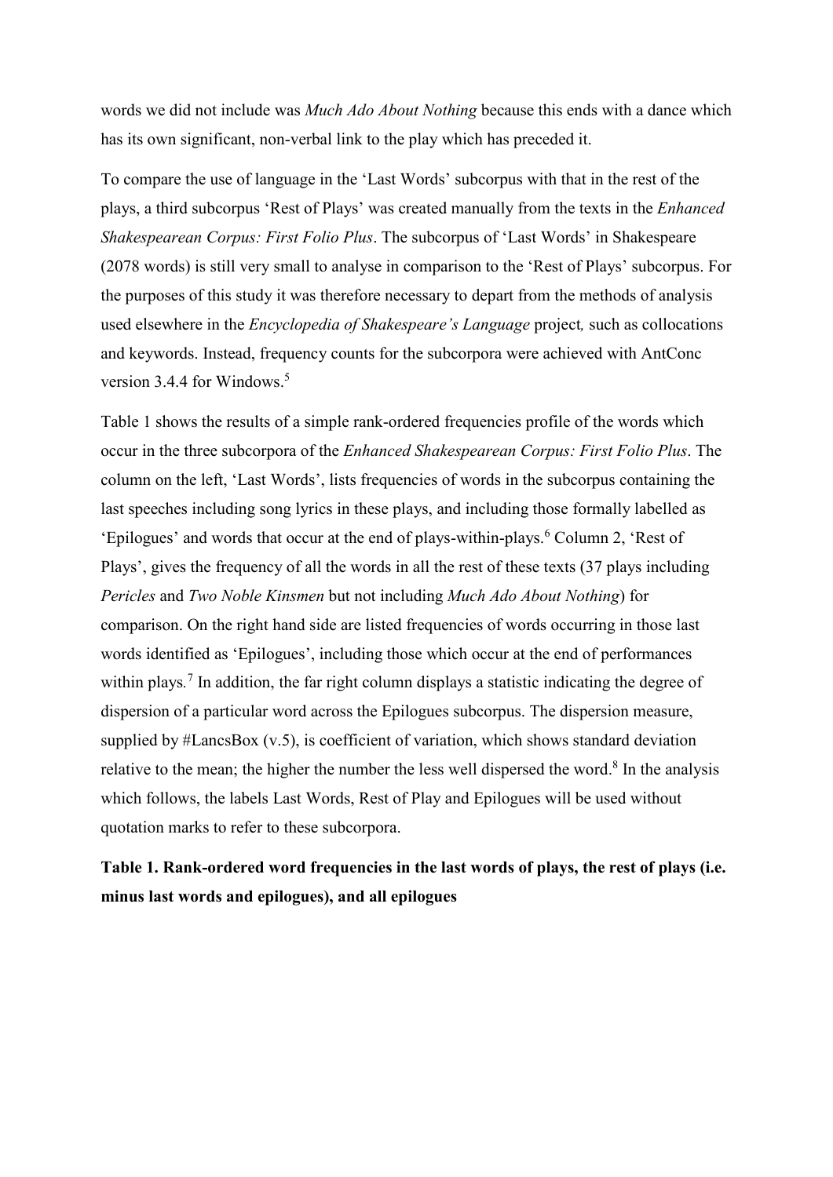words we did not include was *Much Ado About Nothing* because this ends with a dance which has its own significant, non-verbal link to the play which has preceded it.

To compare the use of language in the 'Last Words' subcorpus with that in the rest of the plays, a third subcorpus 'Rest of Plays' was created manually from the texts in the *Enhanced Shakespearean Corpus: First Folio Plus*. The subcorpus of 'Last Words' in Shakespeare (2078 words) is still very small to analyse in comparison to the 'Rest of Plays' subcorpus. For the purposes of this study it was therefore necessary to depart from the methods of analysis used elsewhere in the *Encyclopedia of Shakespeare's Language* project*,* such as collocations and keywords. Instead, frequency counts for the subcorpora were achieved with AntConc version 3.4.4 for Windows.[5]

Table 1 shows the results of a simple rank-ordered frequencies profile of the words which occur in the three subcorpora of the *Enhanced Shakespearean Corpus: First Folio Plus*. The column on the left, 'Last Words', lists frequencies of words in the subcorpus containing the last speeches including song lyrics in these plays, and including those formally labelled as 'Epilogues' and words that occur at the end of plays-within-plays.[6] Column 2, 'Rest of Plays', gives the frequency of all the words in all the rest of these texts (37 plays including *Pericles* and *Two Noble Kinsmen* but not including *Much Ado About Nothing*) for comparison. On the right hand side are listed frequencies of words occurring in those last words identified as 'Epilogues', including those which occur at the end of performances within plays*.*[7] In addition, the far right column displays a statistic indicating the degree of dispersion of a particular word across the Epilogues subcorpus. The dispersion measure, supplied by #LancsBox (v.5), is coefficient of variation, which shows standard deviation relative to the mean; the higher the number the less well dispersed the word.[8] In the analysis which follows, the labels Last Words, Rest of Play and Epilogues will be used without quotation marks to refer to these subcorpora.

**Table 1. Rank-ordered word frequencies in the last words of plays, the rest of plays (i.e. minus last words and epilogues), and all epilogues**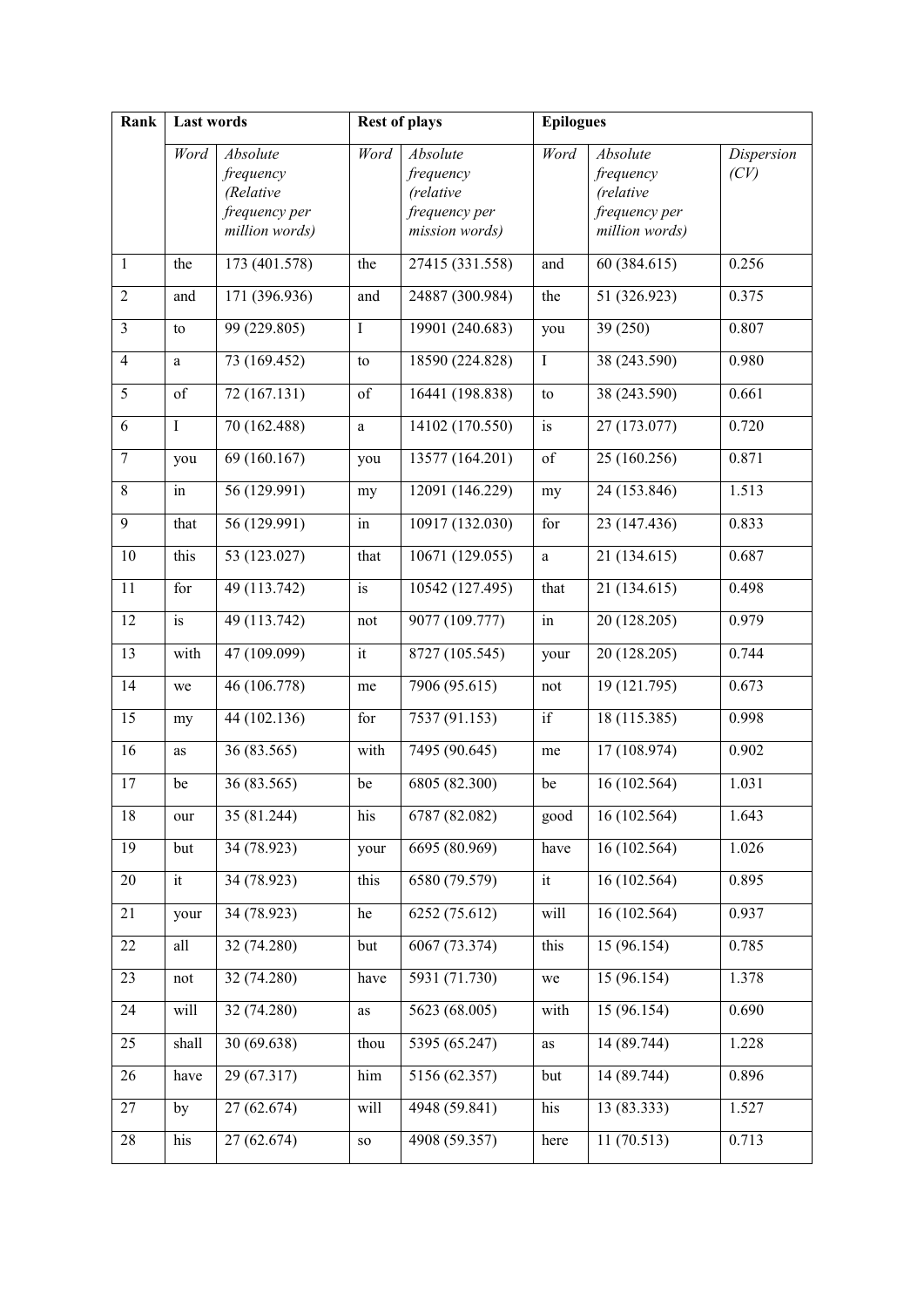| Rank | Last words | | Rest of plays | | Epilogues | | |
|---|---|---|---|---|---|---|---|
| | *Word* | *Absolute frequency (Relative frequency per million words)* | *Word* | *Absolute frequency (relative frequency per mission words)* | *Word* | *Absolute frequency (relative frequency per million words)* | *Dispersion (CV)* |
| 1 | the | 173 (401.578) | the | 27415 (331.558) | and | 60 (384.615) | 0.256 |
| 2 | and | 171 (396.936) | and | 24887 (300.984) | the | 51 (326.923) | 0.375 |
| 3 | to | 99 (229.805) | I | 19901 (240.683) | you | 39 (250) | 0.807 |
| 4 | a | 73 (169.452) | to | 18590 (224.828) | I | 38 (243.590) | 0.980 |
| 5 | of | 72 (167.131) | of | 16441 (198.838) | to | 38 (243.590) | 0.661 |
| 6 | I | 70 (162.488) | a | 14102 (170.550) | is | 27 (173.077) | 0.720 |
| 7 | you | 69 (160.167) | you | 13577 (164.201) | of | 25 (160.256) | 0.871 |
| 8 | in | 56 (129.991) | my | 12091 (146.229) | my | 24 (153.846) | 1.513 |
| 9 | that | 56 (129.991) | in | 10917 (132.030) | for | 23 (147.436) | 0.833 |
| 10 | this | 53 (123.027) | that | 10671 (129.055) | a | 21 (134.615) | 0.687 |
| 11 | for | 49 (113.742) | is | 10542 (127.495) | that | 21 (134.615) | 0.498 |
| 12 | is | 49 (113.742) | not | 9077 (109.777) | in | 20 (128.205) | 0.979 |
| 13 | with | 47 (109.099) | it | 8727 (105.545) | your | 20 (128.205) | 0.744 |
| 14 | we | 46 (106.778) | me | 7906 (95.615) | not | 19 (121.795) | 0.673 |
| 15 | my | 44 (102.136) | for | 7537 (91.153) | if | 18 (115.385) | 0.998 |
| 16 | as | 36 (83.565) | with | 7495 (90.645) | me | 17 (108.974) | 0.902 |
| 17 | be | 36 (83.565) | be | 6805 (82.300) | be | 16 (102.564) | 1.031 |
| 18 | our | 35 (81.244) | his | 6787 (82.082) | good | 16 (102.564) | 1.643 |
| 19 | but | 34 (78.923) | your | 6695 (80.969) | have | 16 (102.564) | 1.026 |
| 20 | it | 34 (78.923) | this | 6580 (79.579) | it | 16 (102.564) | 0.895 |
| 21 | your | 34 (78.923) | he | 6252 (75.612) | will | 16 (102.564) | 0.937 |
| 22 | all | 32 (74.280) | but | 6067 (73.374) | this | 15 (96.154) | 0.785 |
| 23 | not | 32 (74.280) | have | 5931 (71.730) | we | 15 (96.154) | 1.378 |
| 24 | will | 32 (74.280) | as | 5623 (68.005) | with | 15 (96.154) | 0.690 |
| 25 | shall | 30 (69.638) | thou | 5395 (65.247) | as | 14 (89.744) | 1.228 |
| 26 | have | 29 (67.317) | him | 5156 (62.357) | but | 14 (89.744) | 0.896 |
| 27 | by | 27 (62.674) | will | 4948 (59.841) | his | 13 (83.333) | 1.527 |
| 28 | his | 27 (62.674) | so | 4908 (59.357) | here | 11 (70.513) | 0.713 |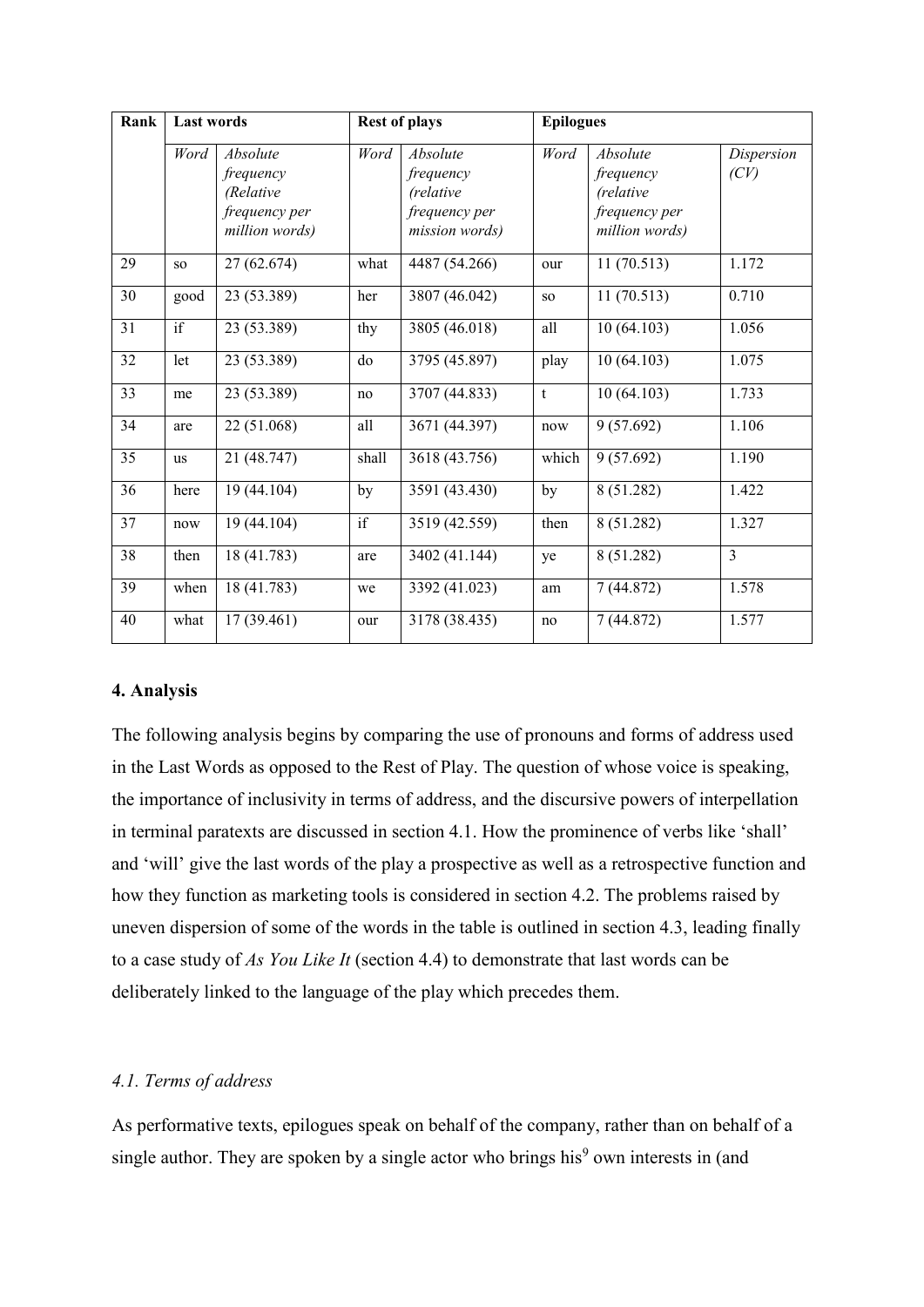| Rank | Last words | | Rest of plays | | Epilogues | | |
|---|---|---|---|---|---|---|---|
| | *Word* | *Absolute frequency (Relative frequency per million words)* | *Word* | *Absolute frequency (relative frequency per mission words)* | *Word* | *Absolute frequency (relative frequency per million words)* | *Dispersion (CV)* |
| 29 | so | 27 (62.674) | what | 4487 (54.266) | our | 11 (70.513) | 1.172 |
| 30 | good | 23 (53.389) | her | 3807 (46.042) | so | 11 (70.513) | 0.710 |
| 31 | if | 23 (53.389) | thy | 3805 (46.018) | all | 10 (64.103) | 1.056 |
| 32 | let | 23 (53.389) | do | 3795 (45.897) | play | 10 (64.103) | 1.075 |
| 33 | me | 23 (53.389) | no | 3707 (44.833) | t | 10 (64.103) | 1.733 |
| 34 | are | 22 (51.068) | all | 3671 (44.397) | now | 9 (57.692) | 1.106 |
| 35 | us | 21 (48.747) | shall | 3618 (43.756) | which | 9 (57.692) | 1.190 |
| 36 | here | 19 (44.104) | by | 3591 (43.430) | by | 8 (51.282) | 1.422 |
| 37 | now | 19 (44.104) | if | 3519 (42.559) | then | 8 (51.282) | 1.327 |
| 38 | then | 18 (41.783) | are | 3402 (41.144) | ye | 8 (51.282) | 3 |
| 39 | when | 18 (41.783) | we | 3392 (41.023) | am | 7 (44.872) | 1.578 |
| 40 | what | 17 (39.461) | our | 3178 (38.435) | no | 7 (44.872) | 1.577 |

## 4. Analysis

The following analysis begins by comparing the use of pronouns and forms of address used in the Last Words as opposed to the Rest of Play. The question of whose voice is speaking, the importance of inclusivity in terms of address, and the discursive powers of interpellation in terminal paratexts are discussed in section 4.1. How the prominence of verbs like 'shall' and 'will' give the last words of the play a prospective as well as a retrospective function and how they function as marketing tools is considered in section 4.2. The problems raised by uneven dispersion of some of the words in the table is outlined in section 4.3, leading finally to a case study of *As You Like It* (section 4.4) to demonstrate that last words can be deliberately linked to the language of the play which precedes them.

### *4.1. Terms of address*

As performative texts, epilogues speak on behalf of the company, rather than on behalf of a single author. They are spoken by a single actor who brings his[9] own interests in (and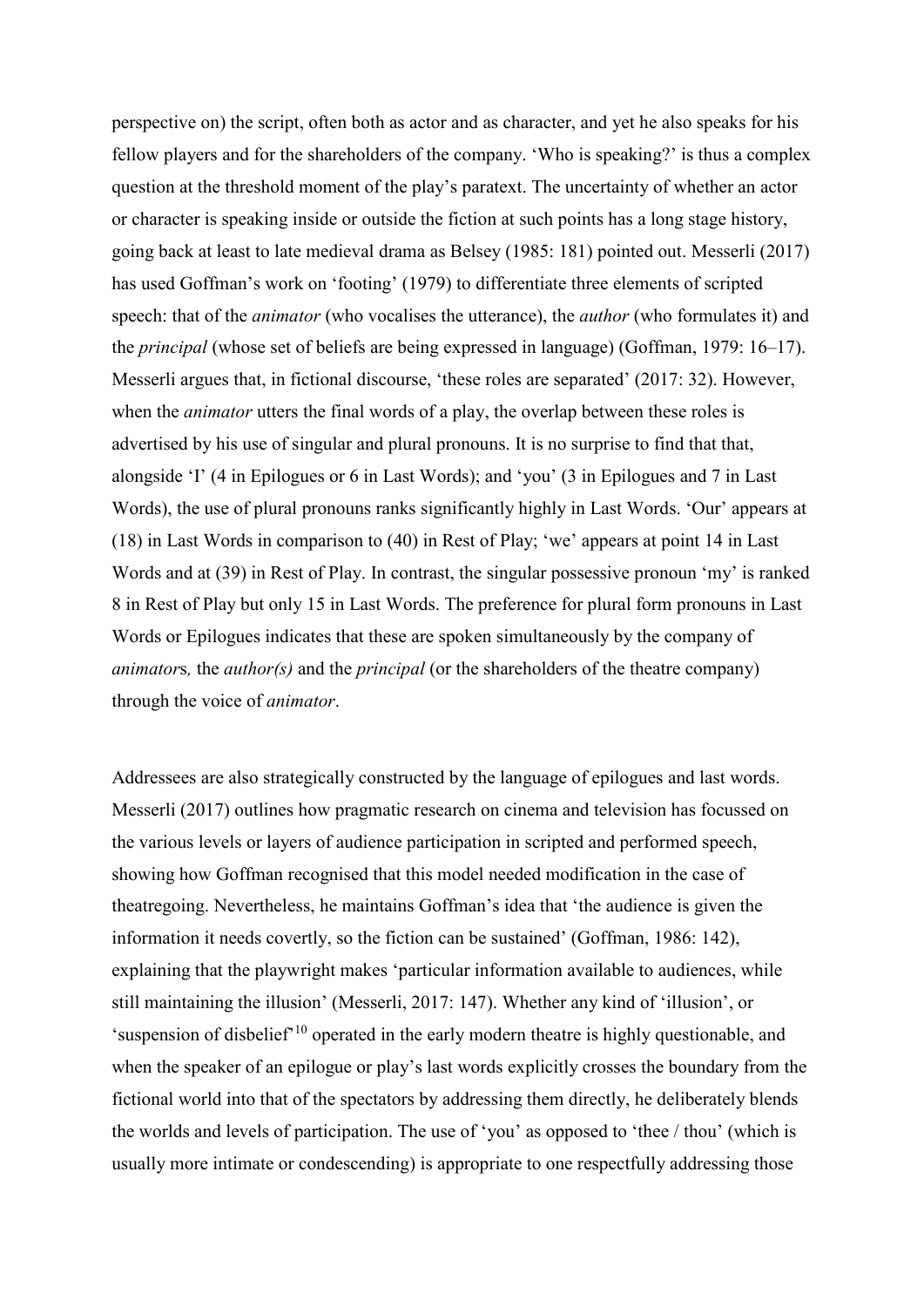perspective on) the script, often both as actor and as character, and yet he also speaks for his fellow players and for the shareholders of the company. 'Who is speaking?' is thus a complex question at the threshold moment of the play's paratext. The uncertainty of whether an actor or character is speaking inside or outside the fiction at such points has a long stage history, going back at least to late medieval drama as Belsey (1985: 181) pointed out. Messerli (2017) has used Goffman's work on 'footing' (1979) to differentiate three elements of scripted speech: that of the *animator* (who vocalises the utterance), the *author* (who formulates it) and the *principal* (whose set of beliefs are being expressed in language) (Goffman, 1979: 16–17). Messerli argues that, in fictional discourse, 'these roles are separated' (2017: 32). However, when the *animator* utters the final words of a play, the overlap between these roles is advertised by his use of singular and plural pronouns. It is no surprise to find that that, alongside 'I' (4 in Epilogues or 6 in Last Words); and 'you' (3 in Epilogues and 7 in Last Words), the use of plural pronouns ranks significantly highly in Last Words. 'Our' appears at (18) in Last Words in comparison to (40) in Rest of Play; 'we' appears at point 14 in Last Words and at (39) in Rest of Play. In contrast, the singular possessive pronoun 'my' is ranked 8 in Rest of Play but only 15 in Last Words. The preference for plural form pronouns in Last Words or Epilogues indicates that these are spoken simultaneously by the company of *animator*s*,* the *author(s)* and the *principal* (or the shareholders of the theatre company) through the voice of *animator*.

Addressees are also strategically constructed by the language of epilogues and last words. Messerli (2017) outlines how pragmatic research on cinema and television has focussed on the various levels or layers of audience participation in scripted and performed speech, showing how Goffman recognised that this model needed modification in the case of theatregoing. Nevertheless, he maintains Goffman's idea that 'the audience is given the information it needs covertly, so the fiction can be sustained' (Goffman, 1986: 142), explaining that the playwright makes 'particular information available to audiences, while still maintaining the illusion' (Messerli, 2017: 147). Whether any kind of 'illusion', or 'suspension of disbelief'[10] operated in the early modern theatre is highly questionable, and when the speaker of an epilogue or play's last words explicitly crosses the boundary from the fictional world into that of the spectators by addressing them directly, he deliberately blends the worlds and levels of participation. The use of 'you' as opposed to 'thee / thou' (which is usually more intimate or condescending) is appropriate to one respectfully addressing those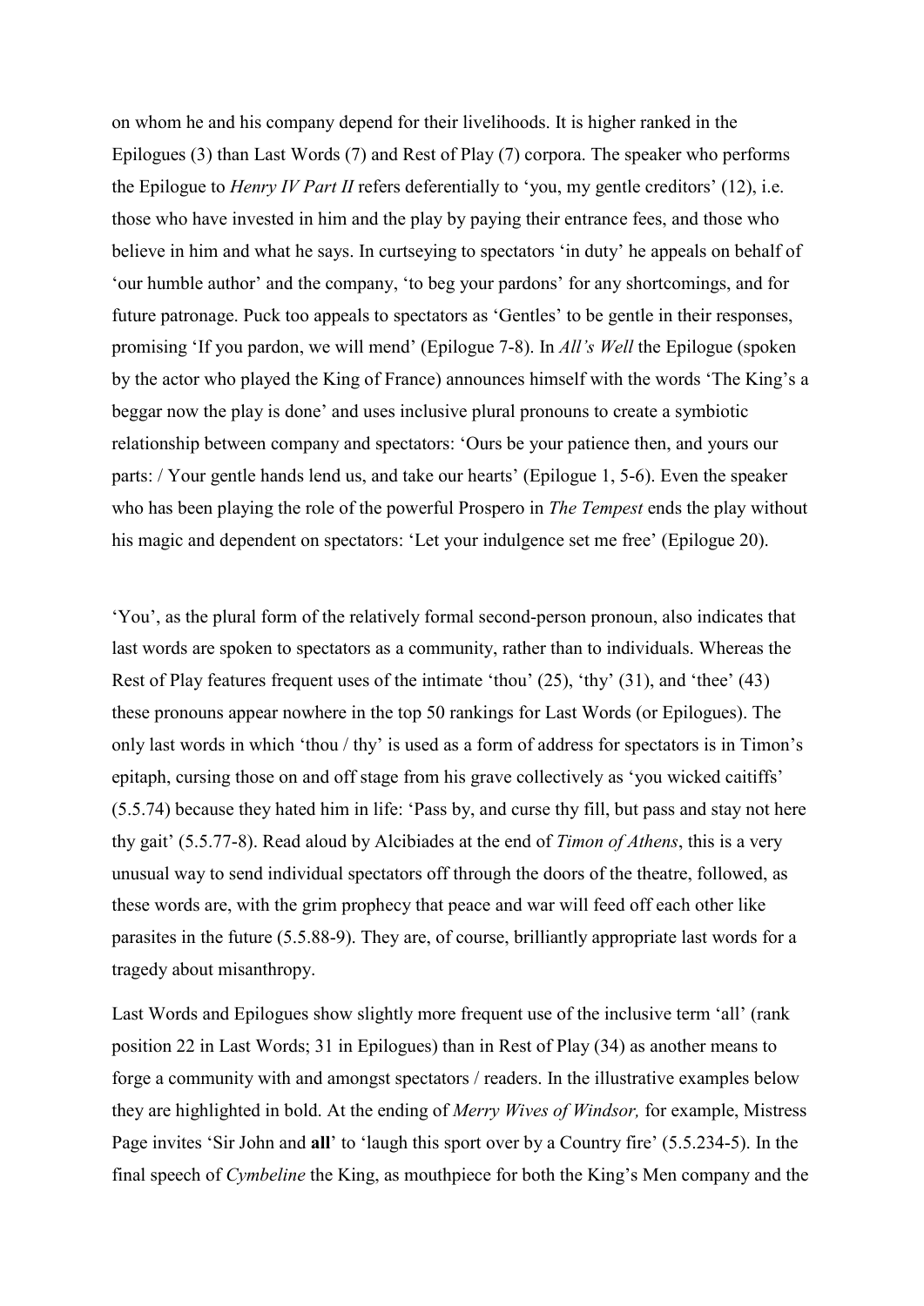on whom he and his company depend for their livelihoods. It is higher ranked in the Epilogues (3) than Last Words (7) and Rest of Play (7) corpora. The speaker who performs the Epilogue to *Henry IV Part II* refers deferentially to 'you, my gentle creditors' (12), i.e. those who have invested in him and the play by paying their entrance fees, and those who believe in him and what he says. In curtseying to spectators 'in duty' he appeals on behalf of 'our humble author' and the company, 'to beg your pardons' for any shortcomings, and for future patronage. Puck too appeals to spectators as 'Gentles' to be gentle in their responses, promising 'If you pardon, we will mend' (Epilogue 7-8). In *All's Well* the Epilogue (spoken by the actor who played the King of France) announces himself with the words 'The King's a beggar now the play is done' and uses inclusive plural pronouns to create a symbiotic relationship between company and spectators: 'Ours be your patience then, and yours our parts: / Your gentle hands lend us, and take our hearts' (Epilogue 1, 5-6). Even the speaker who has been playing the role of the powerful Prospero in *The Tempest* ends the play without his magic and dependent on spectators: 'Let your indulgence set me free' (Epilogue 20).

'You', as the plural form of the relatively formal second-person pronoun, also indicates that last words are spoken to spectators as a community, rather than to individuals. Whereas the Rest of Play features frequent uses of the intimate 'thou' (25), 'thy' (31), and 'thee' (43) these pronouns appear nowhere in the top 50 rankings for Last Words (or Epilogues). The only last words in which 'thou / thy' is used as a form of address for spectators is in Timon's epitaph, cursing those on and off stage from his grave collectively as 'you wicked caitiffs' (5.5.74) because they hated him in life: 'Pass by, and curse thy fill, but pass and stay not here thy gait' (5.5.77-8). Read aloud by Alcibiades at the end of *Timon of Athens*, this is a very unusual way to send individual spectators off through the doors of the theatre, followed, as these words are, with the grim prophecy that peace and war will feed off each other like parasites in the future (5.5.88-9). They are, of course, brilliantly appropriate last words for a tragedy about misanthropy.

Last Words and Epilogues show slightly more frequent use of the inclusive term 'all' (rank position 22 in Last Words; 31 in Epilogues) than in Rest of Play (34) as another means to forge a community with and amongst spectators / readers. In the illustrative examples below they are highlighted in bold. At the ending of *Merry Wives of Windsor,* for example, Mistress Page invites 'Sir John and **all**' to 'laugh this sport over by a Country fire' (5.5.234-5). In the final speech of *Cymbeline* the King, as mouthpiece for both the King's Men company and the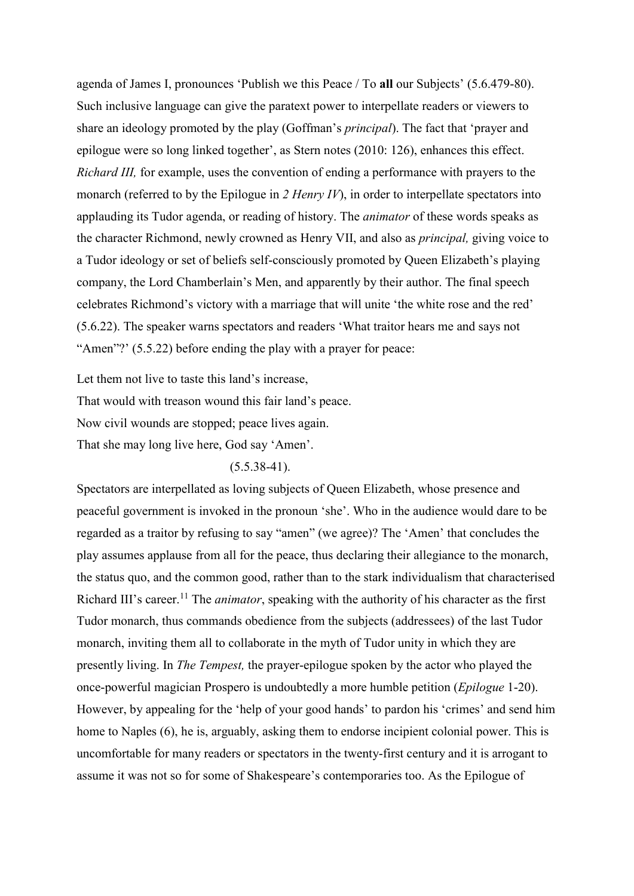agenda of James I, pronounces 'Publish we this Peace / To **all** our Subjects' (5.6.479-80). Such inclusive language can give the paratext power to interpellate readers or viewers to share an ideology promoted by the play (Goffman's *principal*). The fact that 'prayer and epilogue were so long linked together', as Stern notes (2010: 126), enhances this effect. *Richard III,* for example, uses the convention of ending a performance with prayers to the monarch (referred to by the Epilogue in *2 Henry IV*), in order to interpellate spectators into applauding its Tudor agenda, or reading of history. The *animator* of these words speaks as the character Richmond, newly crowned as Henry VII, and also as *principal,* giving voice to a Tudor ideology or set of beliefs self-consciously promoted by Queen Elizabeth's playing company, the Lord Chamberlain's Men, and apparently by their author. The final speech celebrates Richmond's victory with a marriage that will unite 'the white rose and the red' (5.6.22). The speaker warns spectators and readers 'What traitor hears me and says not "Amen"?' (5.5.22) before ending the play with a prayer for peace:

Let them not live to taste this land's increase,
That would with treason wound this fair land's peace.
Now civil wounds are stopped; peace lives again.
That she may long live here, God say 'Amen'.
(5.5.38-41).

Spectators are interpellated as loving subjects of Queen Elizabeth, whose presence and peaceful government is invoked in the pronoun 'she'. Who in the audience would dare to be regarded as a traitor by refusing to say "amen" (we agree)? The 'Amen' that concludes the play assumes applause from all for the peace, thus declaring their allegiance to the monarch, the status quo, and the common good, rather than to the stark individualism that characterised Richard III's career.[11] The *animator*, speaking with the authority of his character as the first Tudor monarch, thus commands obedience from the subjects (addressees) of the last Tudor monarch, inviting them all to collaborate in the myth of Tudor unity in which they are presently living. In *The Tempest,* the prayer-epilogue spoken by the actor who played the once-powerful magician Prospero is undoubtedly a more humble petition (*Epilogue* 1-20). However, by appealing for the 'help of your good hands' to pardon his 'crimes' and send him home to Naples (6), he is, arguably, asking them to endorse incipient colonial power. This is uncomfortable for many readers or spectators in the twenty-first century and it is arrogant to assume it was not so for some of Shakespeare's contemporaries too. As the Epilogue of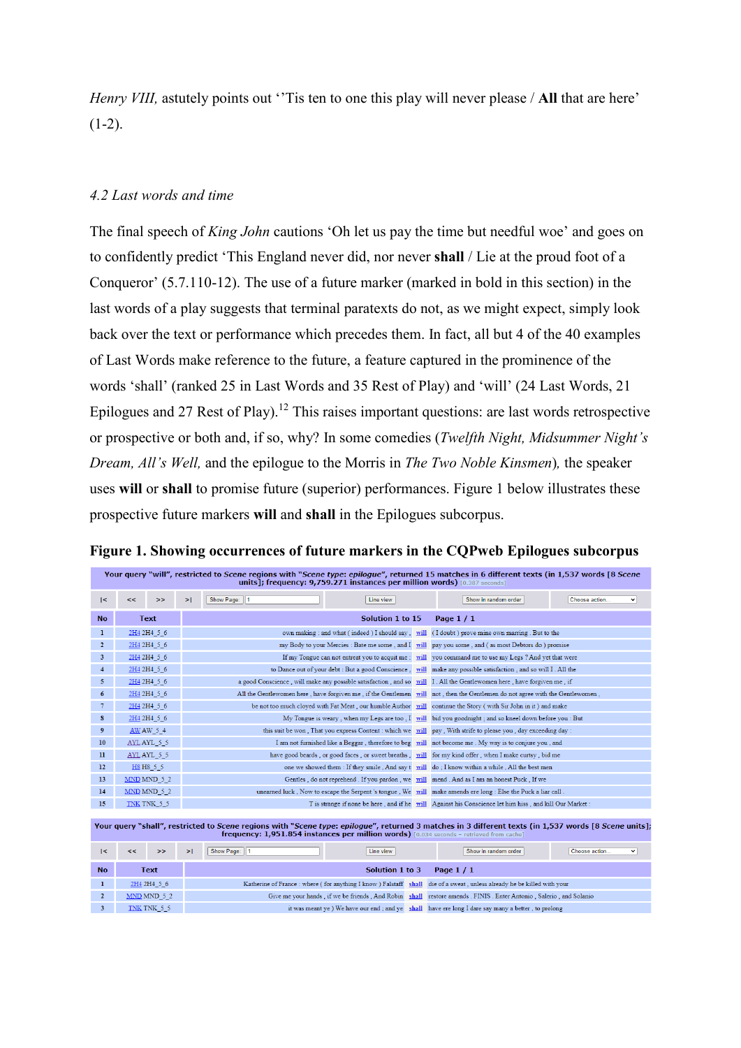*Henry VIII,* astutely points out ''Tis ten to one this play will never please / **All** that are here' (1-2).

### *4.2 Last words and time*

The final speech of *King John* cautions 'Oh let us pay the time but needful woe' and goes on to confidently predict 'This England never did, nor never **shall** / Lie at the proud foot of a Conqueror' (5.7.110-12). The use of a future marker (marked in bold in this section) in the last words of a play suggests that terminal paratexts do not, as we might expect, simply look back over the text or performance which precedes them. In fact, all but 4 of the 40 examples of Last Words make reference to the future, a feature captured in the prominence of the words 'shall' (ranked 25 in Last Words and 35 Rest of Play) and 'will' (24 Last Words, 21 Epilogues and 27 Rest of Play).[12] This raises important questions: are last words retrospective or prospective or both and, if so, why? In some comedies (*Twelfth Night, Midsummer Night's Dream, All's Well,* and the epilogue to the Morris in *The Two Noble Kinsmen*), the speaker uses **will** or **shall** to promise future (superior) performances. Figure 1 below illustrates these prospective future markers **will** and **shall** in the Epilogues subcorpus.

**Figure 1. Showing occurrences of future markers in the CQPweb Epilogues subcorpus**

Your query "will", restricted to *Scene* regions with "*Scene type: epilogue*", returned 15 matches in 6 different texts (in 1,537 words [8 *Scene* units]; frequency: 9,759.271 instances per million words) [0.387 seconds]

| No | Text | Solution 1 to 15 | | Page 1 / 1 |
|---|---|---|---|---|
| 1 | 2H4 2H4_5_6 | own making : and what ( indeed ) I should say , | will | ( I doubt ) prove mine own marring . But to the |
| 2 | 2H4 2H4_5_6 | my Body to your Mercies : Bate me some , and I | will | pay you some , and ( as most Debtors do ) promise |
| 3 | 2H4 2H4_5_6 | If my Tongue can not entreat you to acquit me ; | will | you command me to use my Legs ? And yet that were |
| 4 | 2H4 2H4_5_6 | to Dance out of your debt : But a good Conscience , | will | make any possible satisfaction , and so will I . All the |
| 5 | 2H4 2H4_5_6 | a good Conscience , will make any possible satisfaction , and so | will | I . All the Gentlewomen here , have forgiven me , if |
| 6 | 2H4 2H4_5_6 | All the Gentlewomen here , have forgiven me , if the Gentlemen | will | not , then the Gentlemen do not agree with the Gentlewomen , |
| 7 | 2H4 2H4_5_6 | be not too much cloyed with Fat Meat , our humble Author | will | continue the Story ( with Sir John in it ) and make |
| 8 | 2H4 2H4_5_6 | My Tongue is weary , when my Legs are too , I | will | bid you goodnight ; and so kneel down before you : But |
| 9 | AW AW_5_4 | this suit be won , That you express Content : which we | will | pay , With strife to please you , day exceeding day : |
| 10 | AYL AYL_5_5 | I am not furnished like a Beggar , therefore to beg | will | not become me . My way is to conjure you , and |
| 11 | AYL AYL_5_5 | have good beards , or good faces , or sweet breaths , | will | for my kind offer , when I make curtsy , bid me |
| 12 | H8 H8_5_5 | one we showed them : If they smile , And say t | will | do ; I know within a while , All the best men |
| 13 | MND MND_5_2 | Gentles , do not reprehend . If you pardon , we | will | mend . And as I am an honest Puck , If we |
| 14 | MND MND_5_2 | unearned luck , Now to escape the Serpent 's tongue , We | will | make amends ere long : Else the Puck a liar call . |
| 15 | TNK TNK_5_5 | T is strange if none be here , and if he | will | Against his Conscience let him hiss , and kill Our Market : |

Your query "shall", restricted to *Scene* regions with "*Scene type: epilogue*", returned 3 matches in 3 different texts (in 1,537 words [8 *Scene* units]; frequency: 1,951.854 instances per million words) [0.034 seconds - retrieved from cache]

| No | Text | Solution 1 to 3 | | Page 1 / 1 |
|---|---|---|---|---|
| 1 | 2H4 2H4_5_6 | Katherine of France : where ( for anything I know ) Falstaff | shall | die of a sweat , unless already he be killed with your |
| 2 | MND MND_5_2 | Give me your hands , if we be friends , And Robin | shall | restore amends . FINIS . Enter Antonio , Salerio , and Solanio |
| 3 | TNK TNK_5_5 | it was meant ye ) We have our end ; and ye | shall | have ere long I dare say many a better , to prolong |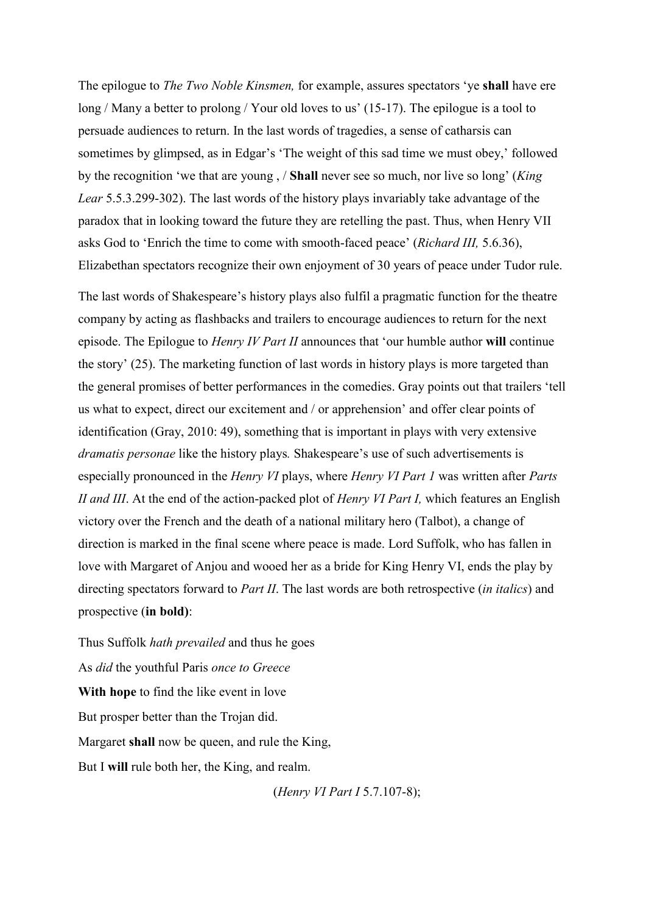The epilogue to *The Two Noble Kinsmen,* for example, assures spectators 'ye **shall** have ere long / Many a better to prolong / Your old loves to us' (15-17). The epilogue is a tool to persuade audiences to return. In the last words of tragedies, a sense of catharsis can sometimes by glimpsed, as in Edgar's 'The weight of this sad time we must obey,' followed by the recognition 'we that are young , / **Shall** never see so much, nor live so long' (*King Lear* 5.5.3.299-302). The last words of the history plays invariably take advantage of the paradox that in looking toward the future they are retelling the past. Thus, when Henry VII asks God to 'Enrich the time to come with smooth-faced peace' (*Richard III,* 5.6.36), Elizabethan spectators recognize their own enjoyment of 30 years of peace under Tudor rule.

The last words of Shakespeare's history plays also fulfil a pragmatic function for the theatre company by acting as flashbacks and trailers to encourage audiences to return for the next episode. The Epilogue to *Henry IV Part II* announces that 'our humble author **will** continue the story' (25). The marketing function of last words in history plays is more targeted than the general promises of better performances in the comedies. Gray points out that trailers 'tell us what to expect, direct our excitement and / or apprehension' and offer clear points of identification (Gray, 2010: 49), something that is important in plays with very extensive *dramatis personae* like the history plays*.* Shakespeare's use of such advertisements is especially pronounced in the *Henry VI* plays, where *Henry VI Part 1* was written after *Parts II and III*. At the end of the action-packed plot of *Henry VI Part I,* which features an English victory over the French and the death of a national military hero (Talbot), a change of direction is marked in the final scene where peace is made. Lord Suffolk, who has fallen in love with Margaret of Anjou and wooed her as a bride for King Henry VI, ends the play by directing spectators forward to *Part II*. The last words are both retrospective (*in italics*) and prospective (**in bold)**:

Thus Suffolk *hath prevailed* and thus he goes

As *did* the youthful Paris *once to Greece*

**With hope** to find the like event in love

But prosper better than the Trojan did.

Margaret **shall** now be queen, and rule the King,

But I **will** rule both her, the King, and realm.

(*Henry VI Part I* 5.7.107-8);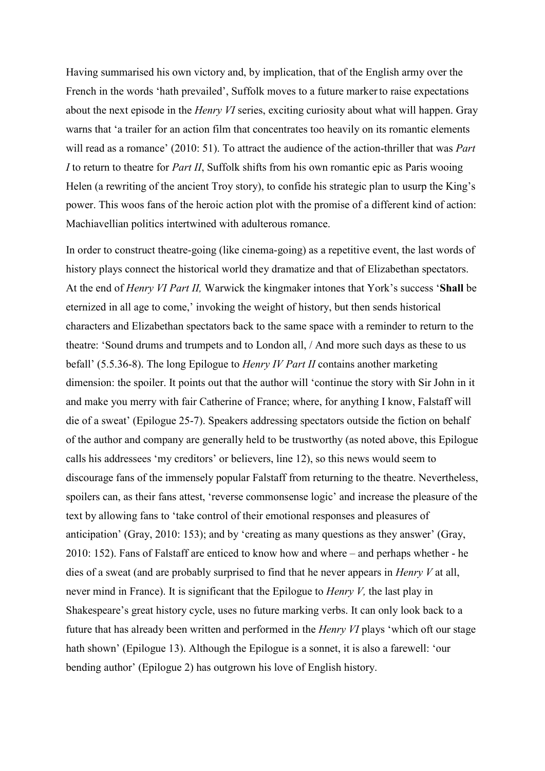Having summarised his own victory and, by implication, that of the English army over the French in the words 'hath prevailed', Suffolk moves to a future marker to raise expectations about the next episode in the *Henry VI* series, exciting curiosity about what will happen. Gray warns that 'a trailer for an action film that concentrates too heavily on its romantic elements will read as a romance' (2010: 51). To attract the audience of the action-thriller that was *Part I* to return to theatre for *Part II*, Suffolk shifts from his own romantic epic as Paris wooing Helen (a rewriting of the ancient Troy story), to confide his strategic plan to usurp the King's power. This woos fans of the heroic action plot with the promise of a different kind of action: Machiavellian politics intertwined with adulterous romance.

In order to construct theatre-going (like cinema-going) as a repetitive event, the last words of history plays connect the historical world they dramatize and that of Elizabethan spectators. At the end of *Henry VI Part II,* Warwick the kingmaker intones that York's success '**Shall** be eternized in all age to come,' invoking the weight of history, but then sends historical characters and Elizabethan spectators back to the same space with a reminder to return to the theatre: 'Sound drums and trumpets and to London all, / And more such days as these to us befall' (5.5.36-8). The long Epilogue to *Henry IV Part II* contains another marketing dimension: the spoiler. It points out that the author will 'continue the story with Sir John in it and make you merry with fair Catherine of France; where, for anything I know, Falstaff will die of a sweat' (Epilogue 25-7). Speakers addressing spectators outside the fiction on behalf of the author and company are generally held to be trustworthy (as noted above, this Epilogue calls his addressees 'my creditors' or believers, line 12), so this news would seem to discourage fans of the immensely popular Falstaff from returning to the theatre. Nevertheless, spoilers can, as their fans attest, 'reverse commonsense logic' and increase the pleasure of the text by allowing fans to 'take control of their emotional responses and pleasures of anticipation' (Gray, 2010: 153); and by 'creating as many questions as they answer' (Gray, 2010: 152). Fans of Falstaff are enticed to know how and where – and perhaps whether - he dies of a sweat (and are probably surprised to find that he never appears in *Henry V* at all, never mind in France). It is significant that the Epilogue to *Henry V,* the last play in Shakespeare's great history cycle, uses no future marking verbs. It can only look back to a future that has already been written and performed in the *Henry VI* plays 'which oft our stage hath shown' (Epilogue 13). Although the Epilogue is a sonnet, it is also a farewell: 'our bending author' (Epilogue 2) has outgrown his love of English history.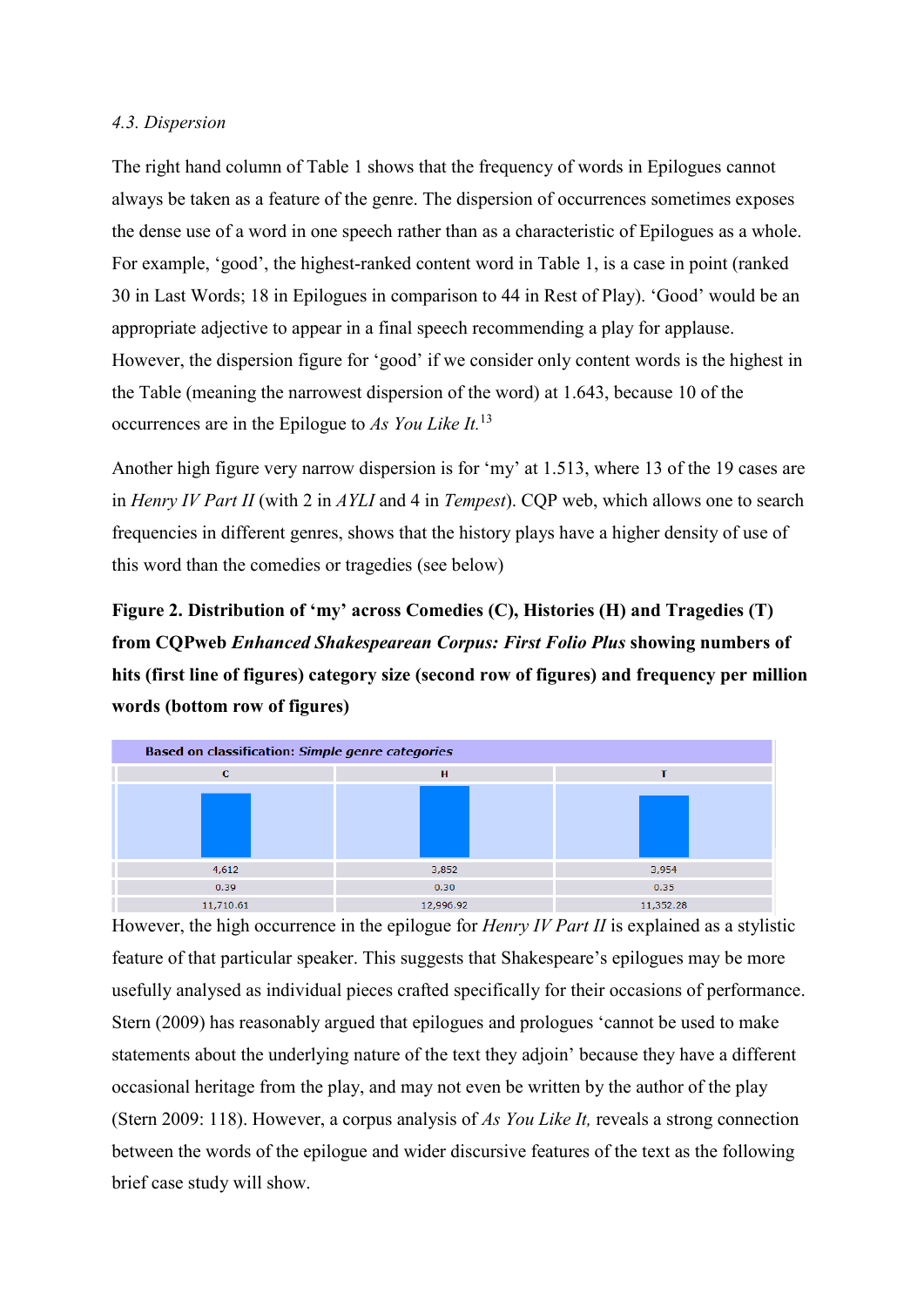*4.3. Dispersion*

The right hand column of Table 1 shows that the frequency of words in Epilogues cannot always be taken as a feature of the genre. The dispersion of occurrences sometimes exposes the dense use of a word in one speech rather than as a characteristic of Epilogues as a whole. For example, 'good', the highest-ranked content word in Table 1, is a case in point (ranked 30 in Last Words; 18 in Epilogues in comparison to 44 in Rest of Play). 'Good' would be an appropriate adjective to appear in a final speech recommending a play for applause. However, the dispersion figure for 'good' if we consider only content words is the highest in the Table (meaning the narrowest dispersion of the word) at 1.643, because 10 of the occurrences are in the Epilogue to *As You Like It.*[13]

Another high figure very narrow dispersion is for 'my' at 1.513, where 13 of the 19 cases are in *Henry IV Part II* (with 2 in *AYLI* and 4 in *Tempest*). CQP web, which allows one to search frequencies in different genres, shows that the history plays have a higher density of use of this word than the comedies or tragedies (see below)

**Figure 2. Distribution of 'my' across Comedies (C), Histories (H) and Tragedies (T) from CQPweb *Enhanced Shakespearean Corpus: First Folio Plus* showing numbers of hits (first line of figures) category size (second row of figures) and frequency per million words (bottom row of figures)**

| Based on classification: *Simple genre categories* | | |
|---|---|---|
| C | H | T |
| 4,612 | 3,852 | 3,954 |
| 0.39 | 0.30 | 0.35 |
| 11,710.61 | 12,996.92 | 11,352.28 |

However, the high occurrence in the epilogue for *Henry IV Part II* is explained as a stylistic feature of that particular speaker. This suggests that Shakespeare's epilogues may be more usefully analysed as individual pieces crafted specifically for their occasions of performance. Stern (2009) has reasonably argued that epilogues and prologues 'cannot be used to make statements about the underlying nature of the text they adjoin' because they have a different occasional heritage from the play, and may not even be written by the author of the play (Stern 2009: 118). However, a corpus analysis of *As You Like It,* reveals a strong connection between the words of the epilogue and wider discursive features of the text as the following brief case study will show.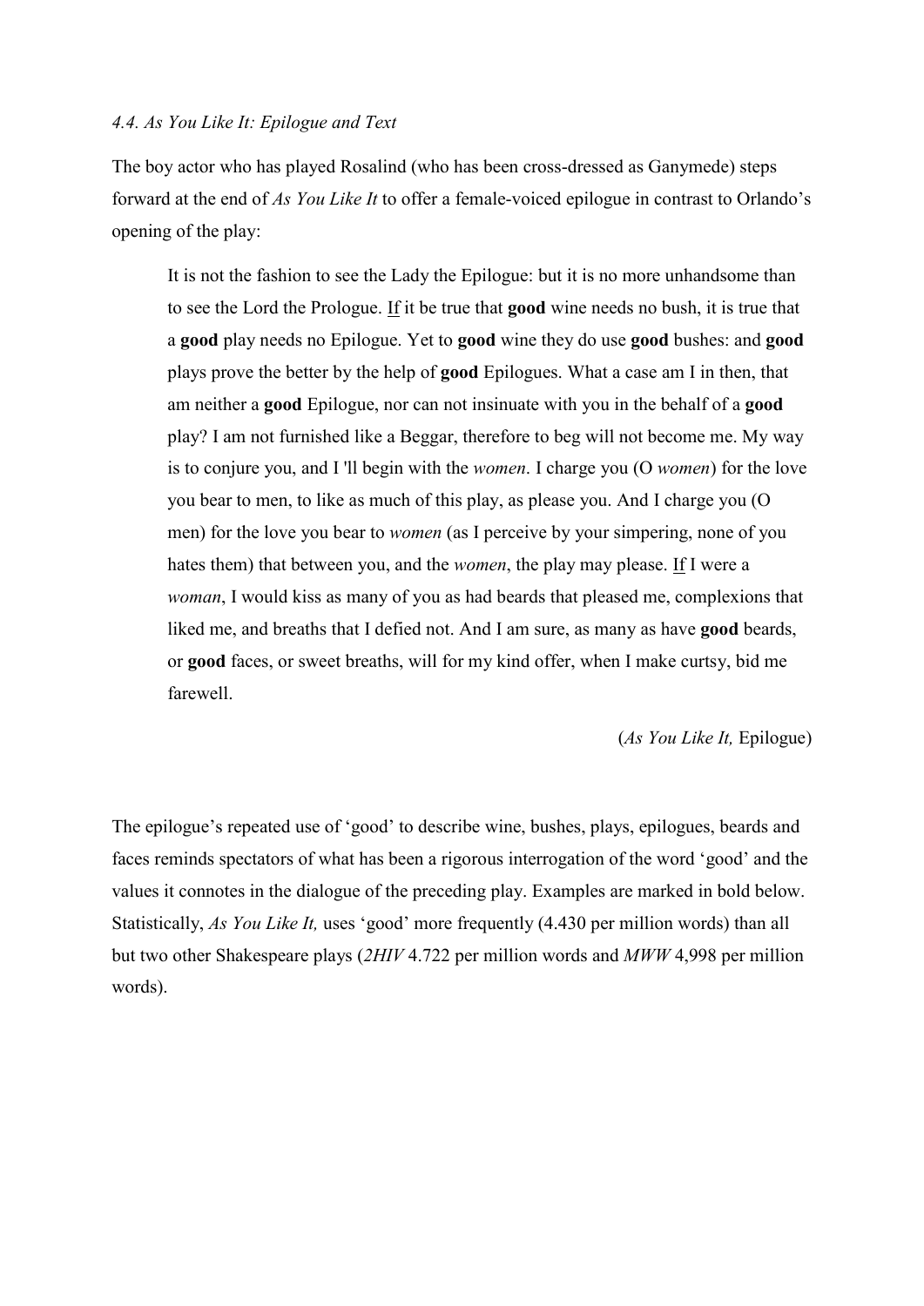*4.4. As You Like It: Epilogue and Text*

The boy actor who has played Rosalind (who has been cross-dressed as Ganymede) steps forward at the end of *As You Like It* to offer a female-voiced epilogue in contrast to Orlando's opening of the play:

> It is not the fashion to see the Lady the Epilogue: but it is no more unhandsome than to see the Lord the Prologue. <u>If</u> it be true that **good** wine needs no bush, it is true that a **good** play needs no Epilogue. Yet to **good** wine they do use **good** bushes: and **good** plays prove the better by the help of **good** Epilogues. What a case am I in then, that am neither a **good** Epilogue, nor can not insinuate with you in the behalf of a **good** play? I am not furnished like a Beggar, therefore to beg will not become me. My way is to conjure you, and I 'll begin with the *women*. I charge you (O *women*) for the love you bear to men, to like as much of this play, as please you. And I charge you (O men) for the love you bear to *women* (as I perceive by your simpering, none of you hates them) that between you, and the *women*, the play may please. <u>If</u> I were a *woman*, I would kiss as many of you as had beards that pleased me, complexions that liked me, and breaths that I defied not. And I am sure, as many as have **good** beards, or **good** faces, or sweet breaths, will for my kind offer, when I make curtsy, bid me farewell.
>
> (*As You Like It,* Epilogue)

The epilogue's repeated use of 'good' to describe wine, bushes, plays, epilogues, beards and faces reminds spectators of what has been a rigorous interrogation of the word 'good' and the values it connotes in the dialogue of the preceding play. Examples are marked in bold below. Statistically, *As You Like It,* uses 'good' more frequently (4.430 per million words) than all but two other Shakespeare plays (*2HIV* 4.722 per million words and *MWW* 4,998 per million words).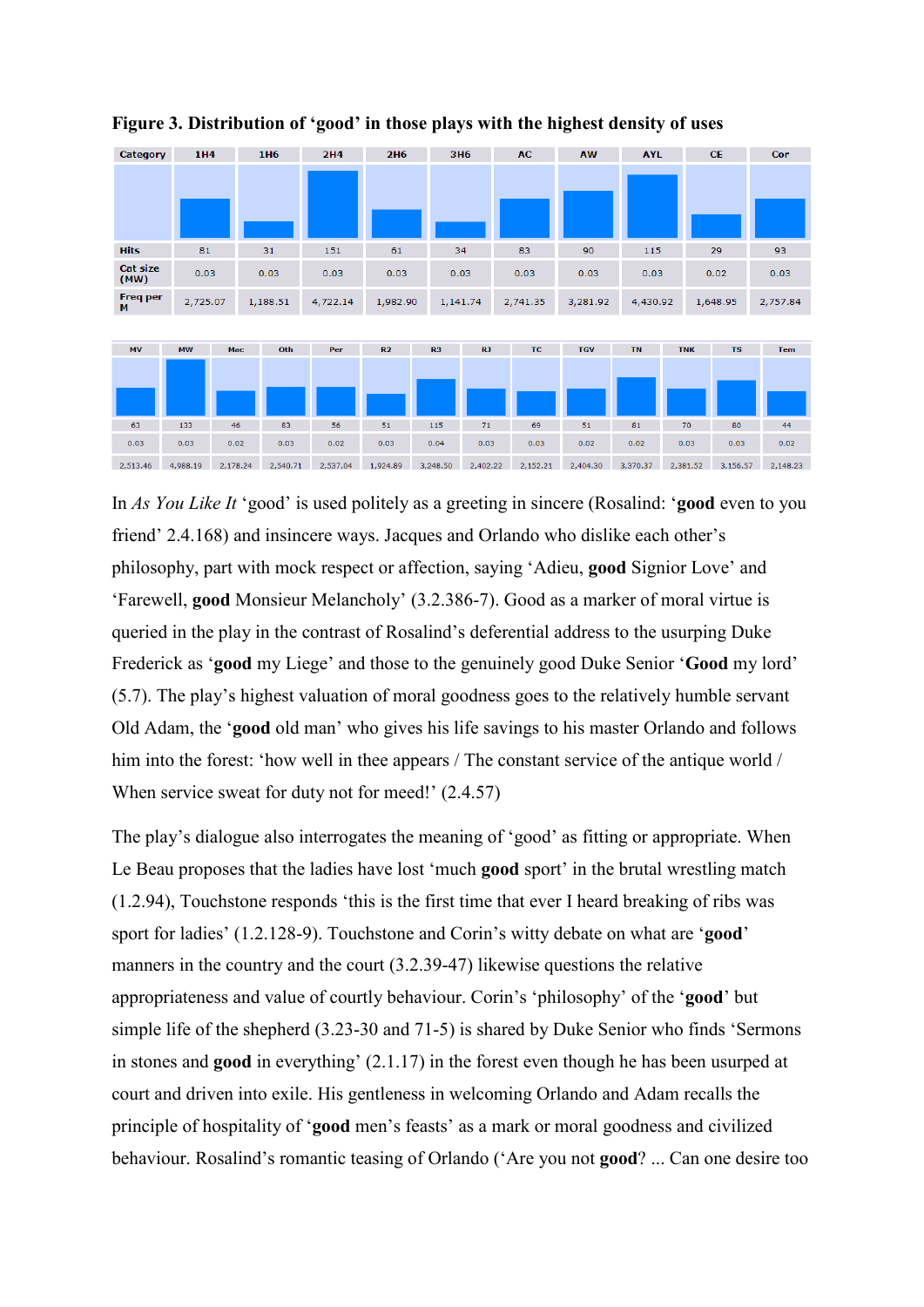**Figure 3. Distribution of 'good' in those plays with the highest density of uses**

| Category | 1H4 | 1H6 | 2H4 | 2H6 | 3H6 | AC | AW | AYL | CE | Cor |
|---|---|---|---|---|---|---|---|---|---|---|
| Hits | 81 | 31 | 151 | 61 | 34 | 83 | 90 | 115 | 29 | 93 |
| Cat size (MW) | 0.03 | 0.03 | 0.03 | 0.03 | 0.03 | 0.03 | 0.03 | 0.03 | 0.02 | 0.03 |
| Freq per M | 2,725.07 | 1,188.51 | 4,722.14 | 1,982.90 | 1,141.74 | 2,741.35 | 3,281.92 | 4,430.92 | 1,648.95 | 2,757.84 |

| MV | MW | Mac | Oth | Per | R2 | R3 | RJ | TC | TGV | TN | TNK | TS | Tem |
|---|---|---|---|---|---|---|---|---|---|---|---|---|---|
| 63 | 133 | 46 | 83 | 56 | 51 | 115 | 71 | 69 | 51 | 81 | 70 | 80 | 44 |
| 0.03 | 0.03 | 0.02 | 0.03 | 0.02 | 0.03 | 0.04 | 0.03 | 0.03 | 0.02 | 0.02 | 0.03 | 0.03 | 0.02 |
| 2,513.46 | 4,988.19 | 2,178.24 | 2,540.71 | 2,537.04 | 1,924.89 | 3,248.50 | 2,402.22 | 2,152.21 | 2,404.30 | 3,370.37 | 2,381.52 | 3,156.57 | 2,148.23 |

In *As You Like It* 'good' is used politely as a greeting in sincere (Rosalind: '**good** even to you friend' 2.4.168) and insincere ways. Jacques and Orlando who dislike each other's philosophy, part with mock respect or affection, saying 'Adieu, **good** Signior Love' and 'Farewell, **good** Monsieur Melancholy' (3.2.386-7). Good as a marker of moral virtue is queried in the play in the contrast of Rosalind's deferential address to the usurping Duke Frederick as '**good** my Liege' and those to the genuinely good Duke Senior '**Good** my lord' (5.7). The play's highest valuation of moral goodness goes to the relatively humble servant Old Adam, the '**good** old man' who gives his life savings to his master Orlando and follows him into the forest: 'how well in thee appears / The constant service of the antique world / When service sweat for duty not for meed!' (2.4.57)

The play's dialogue also interrogates the meaning of 'good' as fitting or appropriate. When Le Beau proposes that the ladies have lost 'much **good** sport' in the brutal wrestling match (1.2.94), Touchstone responds 'this is the first time that ever I heard breaking of ribs was sport for ladies' (1.2.128-9). Touchstone and Corin's witty debate on what are '**good**' manners in the country and the court (3.2.39-47) likewise questions the relative appropriateness and value of courtly behaviour. Corin's 'philosophy' of the '**good**' but simple life of the shepherd (3.23-30 and 71-5) is shared by Duke Senior who finds 'Sermons in stones and **good** in everything' (2.1.17) in the forest even though he has been usurped at court and driven into exile. His gentleness in welcoming Orlando and Adam recalls the principle of hospitality of '**good** men's feasts' as a mark or moral goodness and civilized behaviour. Rosalind's romantic teasing of Orlando ('Are you not **good**? ... Can one desire too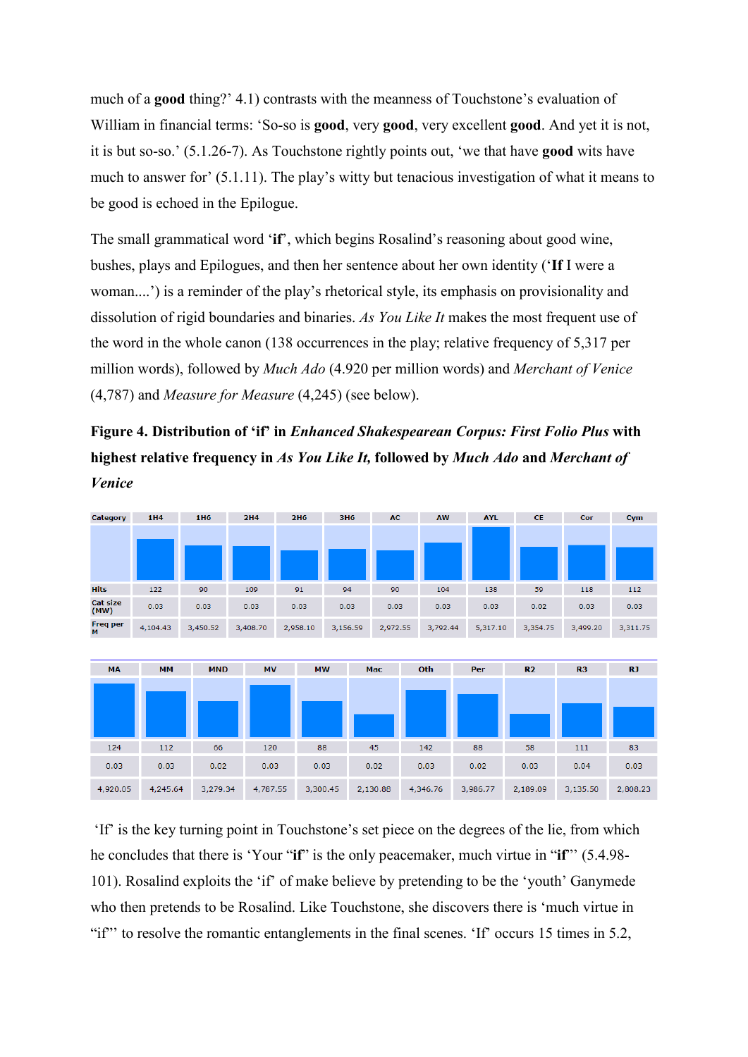much of a **good** thing?' 4.1) contrasts with the meanness of Touchstone's evaluation of William in financial terms: 'So-so is **good**, very **good**, very excellent **good**. And yet it is not, it is but so-so.' (5.1.26-7). As Touchstone rightly points out, 'we that have **good** wits have much to answer for' (5.1.11). The play's witty but tenacious investigation of what it means to be good is echoed in the Epilogue.

The small grammatical word '**if**', which begins Rosalind's reasoning about good wine, bushes, plays and Epilogues, and then her sentence about her own identity ('**If** I were a woman....') is a reminder of the play's rhetorical style, its emphasis on provisionality and dissolution of rigid boundaries and binaries. *As You Like It* makes the most frequent use of the word in the whole canon (138 occurrences in the play; relative frequency of 5,317 per million words), followed by *Much Ado* (4.920 per million words) and *Merchant of Venice* (4,787) and *Measure for Measure* (4,245) (see below).

**Figure 4. Distribution of 'if' in *Enhanced Shakespearean Corpus: First Folio Plus* with highest relative frequency in *As You Like It,* followed by *Much Ado* and *Merchant of Venice***

| Category | 1H4 | 1H6 | 2H4 | 2H6 | 3H6 | AC | AW | AYL | CE | Cor | Cym |
|---|---|---|---|---|---|---|---|---|---|---|---|
| Hits | 122 | 90 | 109 | 91 | 94 | 90 | 104 | 138 | 59 | 118 | 112 |
| Cat size (MW) | 0.03 | 0.03 | 0.03 | 0.03 | 0.03 | 0.03 | 0.03 | 0.03 | 0.02 | 0.03 | 0.03 |
| Freq per M | 4,104.43 | 3,450.52 | 3,408.70 | 2,958.10 | 3,156.59 | 2,972.55 | 3,792.44 | 5,317.10 | 3,354.75 | 3,499.20 | 3,311.75 |

| MA | MM | MND | MV | MW | Mac | Oth | Per | R2 | R3 | RJ |
|---|---|---|---|---|---|---|---|---|---|---|
| 124 | 112 | 66 | 120 | 88 | 45 | 142 | 88 | 58 | 111 | 83 |
| 0.03 | 0.03 | 0.02 | 0.03 | 0.03 | 0.02 | 0.03 | 0.02 | 0.03 | 0.04 | 0.03 |
| 4,920.05 | 4,245.64 | 3,279.34 | 4,787.55 | 3,300.45 | 2,130.88 | 4,346.76 | 3,986.77 | 2,189.09 | 3,135.50 | 2,808.23 |

'If' is the key turning point in Touchstone's set piece on the degrees of the lie, from which he concludes that there is 'Your "**if**" is the only peacemaker, much virtue in "**if**"' (5.4.98-101). Rosalind exploits the 'if' of make believe by pretending to be the 'youth' Ganymede who then pretends to be Rosalind. Like Touchstone, she discovers there is 'much virtue in "if"' to resolve the romantic entanglements in the final scenes. 'If' occurs 15 times in 5.2,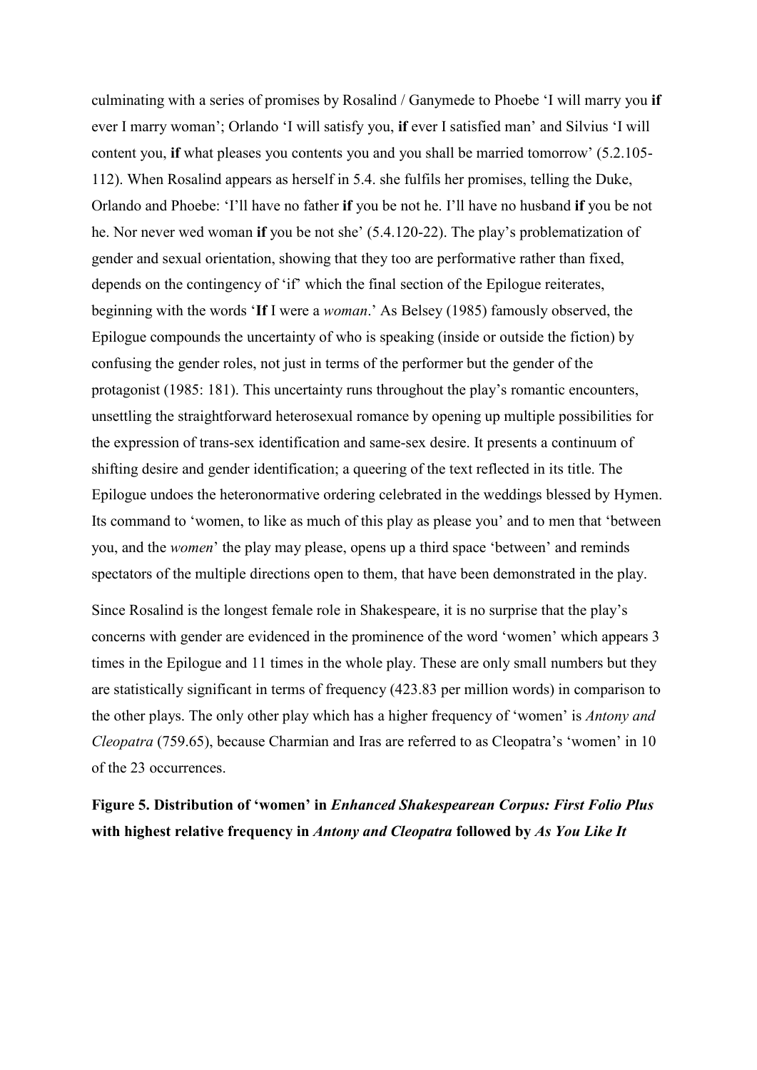culminating with a series of promises by Rosalind / Ganymede to Phoebe 'I will marry you **if** ever I marry woman'; Orlando 'I will satisfy you, **if** ever I satisfied man' and Silvius 'I will content you, **if** what pleases you contents you and you shall be married tomorrow' (5.2.105-112). When Rosalind appears as herself in 5.4. she fulfils her promises, telling the Duke, Orlando and Phoebe: 'I'll have no father **if** you be not he. I'll have no husband **if** you be not he. Nor never wed woman **if** you be not she' (5.4.120-22). The play's problematization of gender and sexual orientation, showing that they too are performative rather than fixed, depends on the contingency of 'if' which the final section of the Epilogue reiterates, beginning with the words '**If** I were a *woman*.' As Belsey (1985) famously observed, the Epilogue compounds the uncertainty of who is speaking (inside or outside the fiction) by confusing the gender roles, not just in terms of the performer but the gender of the protagonist (1985: 181). This uncertainty runs throughout the play's romantic encounters, unsettling the straightforward heterosexual romance by opening up multiple possibilities for the expression of trans-sex identification and same-sex desire. It presents a continuum of shifting desire and gender identification; a queering of the text reflected in its title. The Epilogue undoes the heteronormative ordering celebrated in the weddings blessed by Hymen. Its command to 'women, to like as much of this play as please you' and to men that 'between you, and the *women*' the play may please, opens up a third space 'between' and reminds spectators of the multiple directions open to them, that have been demonstrated in the play.

Since Rosalind is the longest female role in Shakespeare, it is no surprise that the play's concerns with gender are evidenced in the prominence of the word 'women' which appears 3 times in the Epilogue and 11 times in the whole play. These are only small numbers but they are statistically significant in terms of frequency (423.83 per million words) in comparison to the other plays. The only other play which has a higher frequency of 'women' is *Antony and Cleopatra* (759.65), because Charmian and Iras are referred to as Cleopatra's 'women' in 10 of the 23 occurrences.

**Figure 5. Distribution of 'women' in *Enhanced Shakespearean Corpus: First Folio Plus* with highest relative frequency in *Antony and Cleopatra* followed by *As You Like It***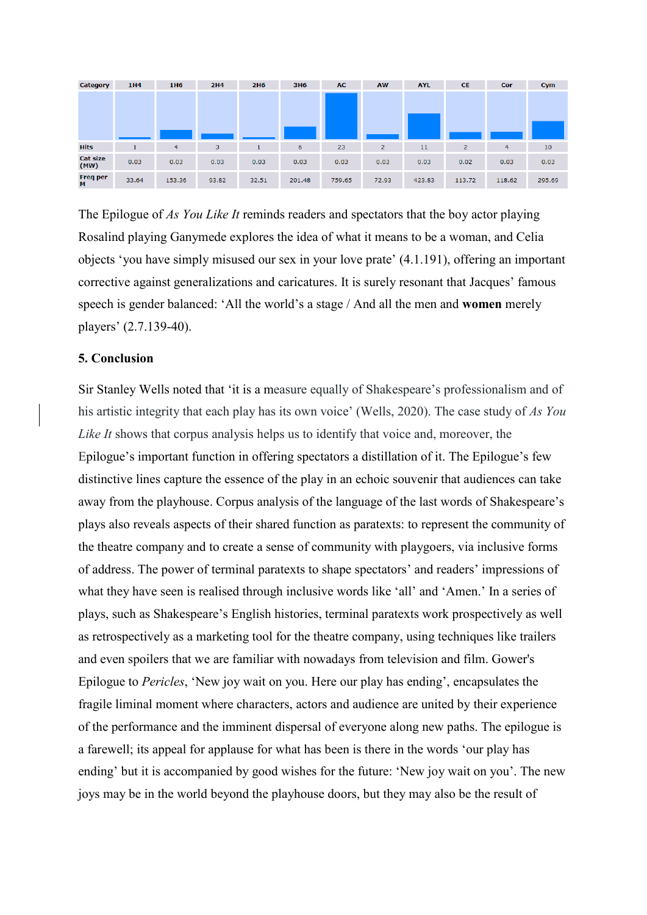| Category | 1H4 | 1H6 | 2H4 | 2H6 | 3H6 | AC | AW | AYL | CE | Cor | Cym |
|---|---|---|---|---|---|---|---|---|---|---|---|
| Hits | 1 | 4 | 3 | 1 | 6 | 23 | 2 | 11 | 2 | 4 | 10 |
| Cat size (MW) | 0.03 | 0.03 | 0.03 | 0.03 | 0.03 | 0.03 | 0.03 | 0.03 | 0.02 | 0.03 | 0.03 |
| Freq per M | 33.64 | 153.36 | 93.82 | 32.51 | 201.48 | 759.65 | 72.93 | 423.83 | 113.72 | 118.62 | 295.69 |

The Epilogue of *As You Like It* reminds readers and spectators that the boy actor playing Rosalind playing Ganymede explores the idea of what it means to be a woman, and Celia objects 'you have simply misused our sex in your love prate' (4.1.191), offering an important corrective against generalizations and caricatures. It is surely resonant that Jacques' famous speech is gender balanced: 'All the world's a stage / And all the men and **women** merely players' (2.7.139-40).

### 5. Conclusion

Sir Stanley Wells noted that 'it is a measure equally of Shakespeare's professionalism and of his artistic integrity that each play has its own voice' (Wells, 2020). The case study of *As You Like It* shows that corpus analysis helps us to identify that voice and, moreover, the Epilogue's important function in offering spectators a distillation of it. The Epilogue's few distinctive lines capture the essence of the play in an echoic souvenir that audiences can take away from the playhouse. Corpus analysis of the language of the last words of Shakespeare's plays also reveals aspects of their shared function as paratexts: to represent the community of the theatre company and to create a sense of community with playgoers, via inclusive forms of address. The power of terminal paratexts to shape spectators' and readers' impressions of what they have seen is realised through inclusive words like 'all' and 'Amen.' In a series of plays, such as Shakespeare's English histories, terminal paratexts work prospectively as well as retrospectively as a marketing tool for the theatre company, using techniques like trailers and even spoilers that we are familiar with nowadays from television and film. Gower's Epilogue to *Pericles*, 'New joy wait on you. Here our play has ending', encapsulates the fragile liminal moment where characters, actors and audience are united by their experience of the performance and the imminent dispersal of everyone along new paths. The epilogue is a farewell; its appeal for applause for what has been is there in the words 'our play has ending' but it is accompanied by good wishes for the future: 'New joy wait on you'. The new joys may be in the world beyond the playhouse doors, but they may also be the result of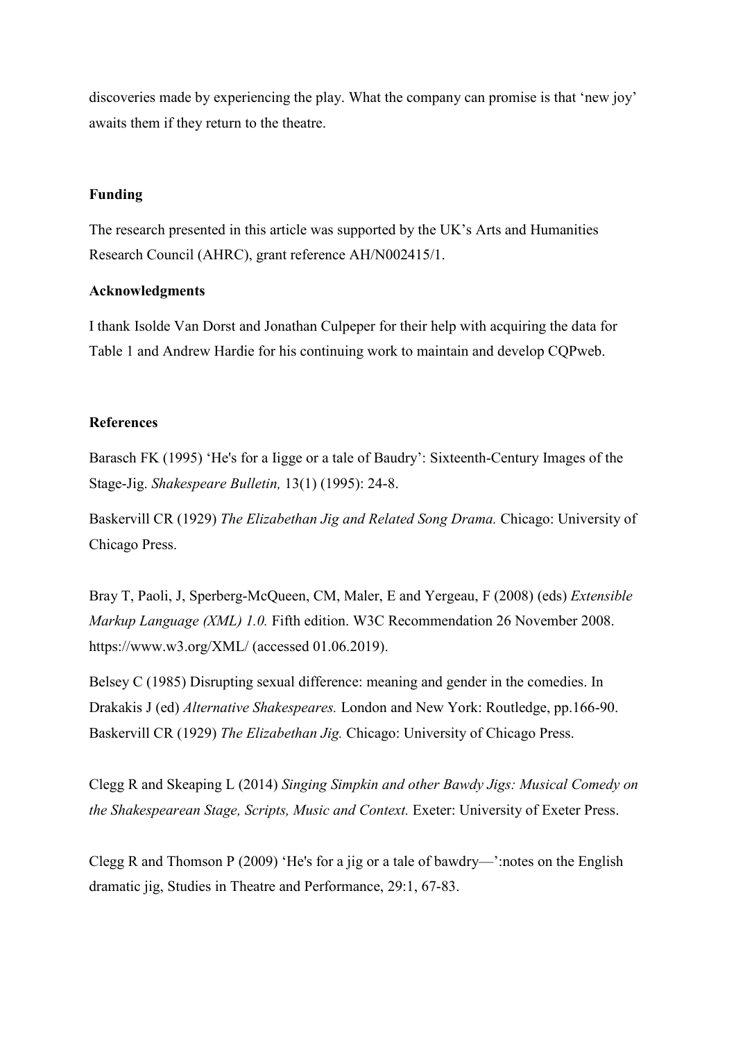discoveries made by experiencing the play. What the company can promise is that 'new joy' awaits them if they return to the theatre.

## Funding

The research presented in this article was supported by the UK's Arts and Humanities Research Council (AHRC), grant reference AH/N002415/1.

## Acknowledgments

I thank Isolde Van Dorst and Jonathan Culpeper for their help with acquiring the data for Table 1 and Andrew Hardie for his continuing work to maintain and develop CQPweb.

## References

Barasch FK (1995) 'He's for a Iigge or a tale of Baudry': Sixteenth-Century Images of the Stage-Jig. *Shakespeare Bulletin,* 13(1) (1995): 24-8.

Baskervill CR (1929) *The Elizabethan Jig and Related Song Drama.* Chicago: University of Chicago Press.

Bray T, Paoli, J, Sperberg-McQueen, CM, Maler, E and Yergeau, F (2008) (eds) *Extensible Markup Language (XML) 1.0.* Fifth edition. W3C Recommendation 26 November 2008. https://www.w3.org/XML/ (accessed 01.06.2019).

Belsey C (1985) Disrupting sexual difference: meaning and gender in the comedies. In Drakakis J (ed) *Alternative Shakespeares.* London and New York: Routledge, pp.166-90. Baskervill CR (1929) *The Elizabethan Jig.* Chicago: University of Chicago Press.

Clegg R and Skeaping L (2014) *Singing Simpkin and other Bawdy Jigs: Musical Comedy on the Shakespearean Stage, Scripts, Music and Context.* Exeter: University of Exeter Press.

Clegg R and Thomson P (2009) 'He's for a jig or a tale of bawdry—':notes on the English dramatic jig, Studies in Theatre and Performance, 29:1, 67-83.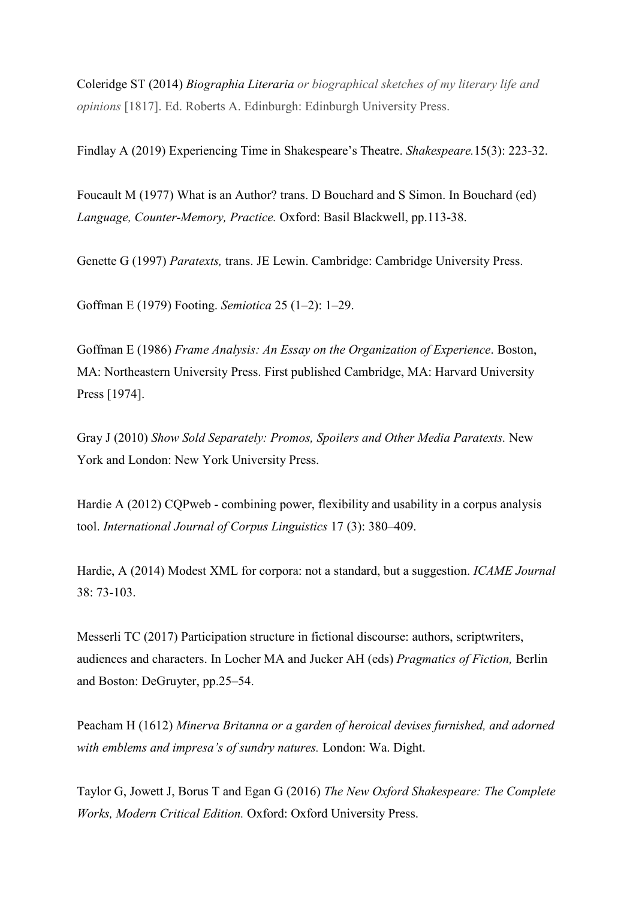Coleridge ST (2014) *Biographia Literaria or biographical sketches of my literary life and opinions* [1817]. Ed. Roberts A. Edinburgh: Edinburgh University Press.

Findlay A (2019) Experiencing Time in Shakespeare's Theatre. *Shakespeare.*15(3): 223-32.

Foucault M (1977) What is an Author? trans. D Bouchard and S Simon. In Bouchard (ed) *Language, Counter-Memory, Practice.* Oxford: Basil Blackwell, pp.113-38.

Genette G (1997) *Paratexts,* trans. JE Lewin. Cambridge: Cambridge University Press.

Goffman E (1979) Footing. *Semiotica* 25 (1–2): 1–29.

Goffman E (1986) *Frame Analysis: An Essay on the Organization of Experience*. Boston, MA: Northeastern University Press. First published Cambridge, MA: Harvard University Press [1974].

Gray J (2010) *Show Sold Separately: Promos, Spoilers and Other Media Paratexts.* New York and London: New York University Press.

Hardie A (2012) CQPweb - combining power, flexibility and usability in a corpus analysis tool. *International Journal of Corpus Linguistics* 17 (3): 380–409.

Hardie, A (2014) Modest XML for corpora: not a standard, but a suggestion. *ICAME Journal* 38: 73-103.

Messerli TC (2017) Participation structure in fictional discourse: authors, scriptwriters, audiences and characters. In Locher MA and Jucker AH (eds) *Pragmatics of Fiction,* Berlin and Boston: DeGruyter, pp.25–54.

Peacham H (1612) *Minerva Britanna or a garden of heroical devises furnished, and adorned with emblems and impresa's of sundry natures.* London: Wa. Dight.

Taylor G, Jowett J, Borus T and Egan G (2016) *The New Oxford Shakespeare: The Complete Works, Modern Critical Edition.* Oxford: Oxford University Press.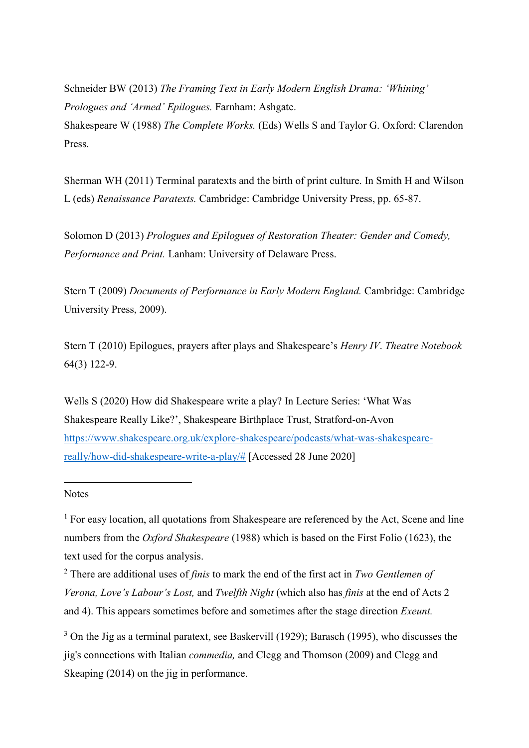Schneider BW (2013) *The Framing Text in Early Modern English Drama: 'Whining' Prologues and 'Armed' Epilogues.* Farnham: Ashgate.
Shakespeare W (1988) *The Complete Works.* (Eds) Wells S and Taylor G. Oxford: Clarendon Press.

Sherman WH (2011) Terminal paratexts and the birth of print culture. In Smith H and Wilson L (eds) *Renaissance Paratexts.* Cambridge: Cambridge University Press, pp. 65-87.

Solomon D (2013) *Prologues and Epilogues of Restoration Theater: Gender and Comedy, Performance and Print.* Lanham: University of Delaware Press.

Stern T (2009) *Documents of Performance in Early Modern England.* Cambridge: Cambridge University Press, 2009).

Stern T (2010) Epilogues, prayers after plays and Shakespeare's *Henry IV*. *Theatre Notebook* 64(3) 122-9.

Wells S (2020) How did Shakespeare write a play? In Lecture Series: 'What Was Shakespeare Really Like?', Shakespeare Birthplace Trust, Stratford-on-Avon [https://www.shakespeare.org.uk/explore-shakespeare/podcasts/what-was-shakespeare-really/how-did-shakespeare-write-a-play/#](https://www.shakespeare.org.uk/explore-shakespeare/podcasts/what-was-shakespeare-really/how-did-shakespeare-write-a-play/#) [Accessed 28 June 2020]

---

Notes

[1] For easy location, all quotations from Shakespeare are referenced by the Act, Scene and line numbers from the *Oxford Shakespeare* (1988) which is based on the First Folio (1623), the text used for the corpus analysis.

[2] There are additional uses of *finis* to mark the end of the first act in *Two Gentlemen of Verona, Love's Labour's Lost,* and *Twelfth Night* (which also has *finis* at the end of Acts 2 and 4). This appears sometimes before and sometimes after the stage direction *Exeunt.*

[3] On the Jig as a terminal paratext, see Baskervill (1929); Barasch (1995), who discusses the jig's connections with Italian *commedia,* and Clegg and Thomson (2009) and Clegg and Skeaping (2014) on the jig in performance.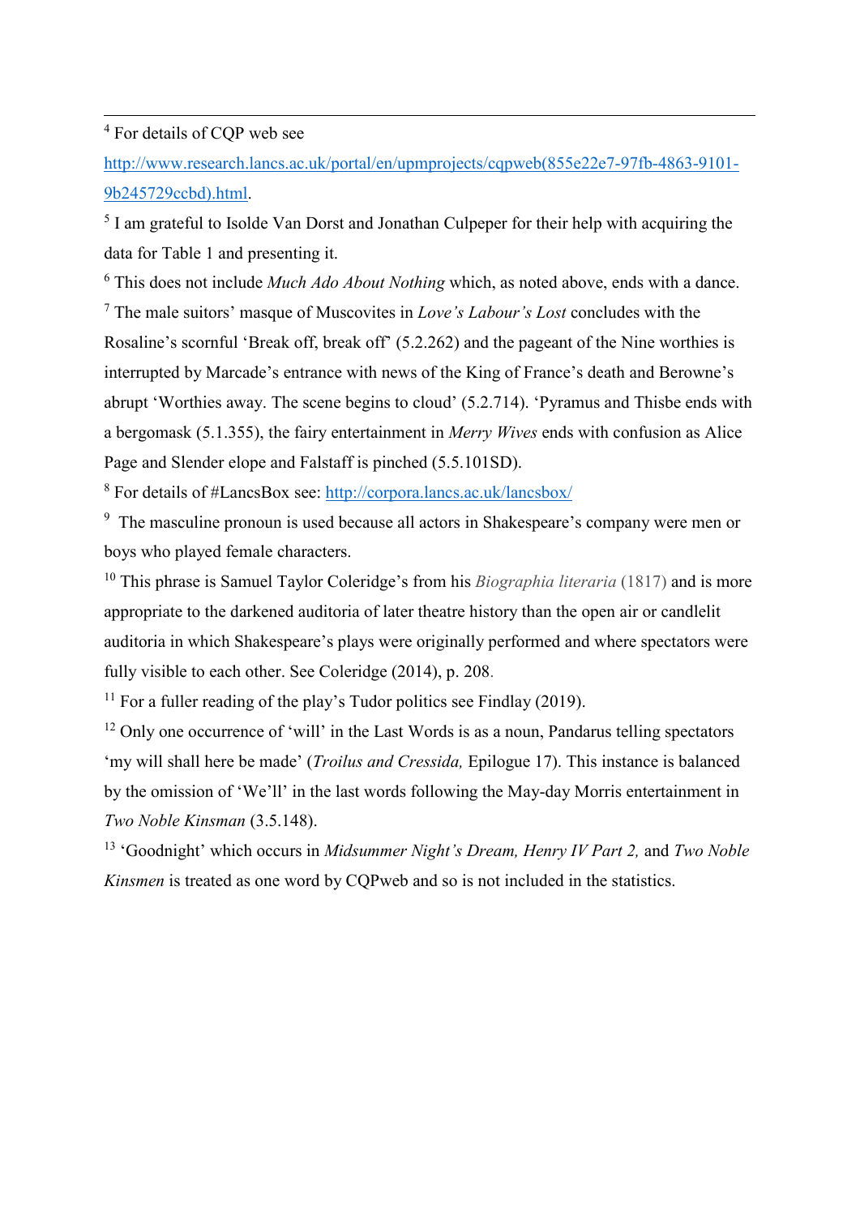[4] For details of CQP web see http://www.research.lancs.ac.uk/portal/en/upmprojects/cqpweb(855e22e7-97fb-4863-9101-9b245729ccbd).html.

[5] I am grateful to Isolde Van Dorst and Jonathan Culpeper for their help with acquiring the data for Table 1 and presenting it.

[6] This does not include *Much Ado About Nothing* which, as noted above, ends with a dance.

[7] The male suitors' masque of Muscovites in *Love's Labour's Lost* concludes with the Rosaline's scornful 'Break off, break off' (5.2.262) and the pageant of the Nine worthies is interrupted by Marcade's entrance with news of the King of France's death and Berowne's abrupt 'Worthies away. The scene begins to cloud' (5.2.714). 'Pyramus and Thisbe ends with a bergomask (5.1.355), the fairy entertainment in *Merry Wives* ends with confusion as Alice Page and Slender elope and Falstaff is pinched (5.5.101SD).

[8] For details of #LancsBox see: http://corpora.lancs.ac.uk/lancsbox/

[9] The masculine pronoun is used because all actors in Shakespeare's company were men or boys who played female characters.

[10] This phrase is Samuel Taylor Coleridge's from his *Biographia literaria* (1817) and is more appropriate to the darkened auditoria of later theatre history than the open air or candlelit auditoria in which Shakespeare's plays were originally performed and where spectators were fully visible to each other. See Coleridge (2014), p. 208.

[11] For a fuller reading of the play's Tudor politics see Findlay (2019).

[12] Only one occurrence of 'will' in the Last Words is as a noun, Pandarus telling spectators 'my will shall here be made' (*Troilus and Cressida,* Epilogue 17). This instance is balanced by the omission of 'We'll' in the last words following the May-day Morris entertainment in *Two Noble Kinsman* (3.5.148).

[13] 'Goodnight' which occurs in *Midsummer Night's Dream, Henry IV Part 2,* and *Two Noble Kinsmen* is treated as one word by CQPweb and so is not included in the statistics.